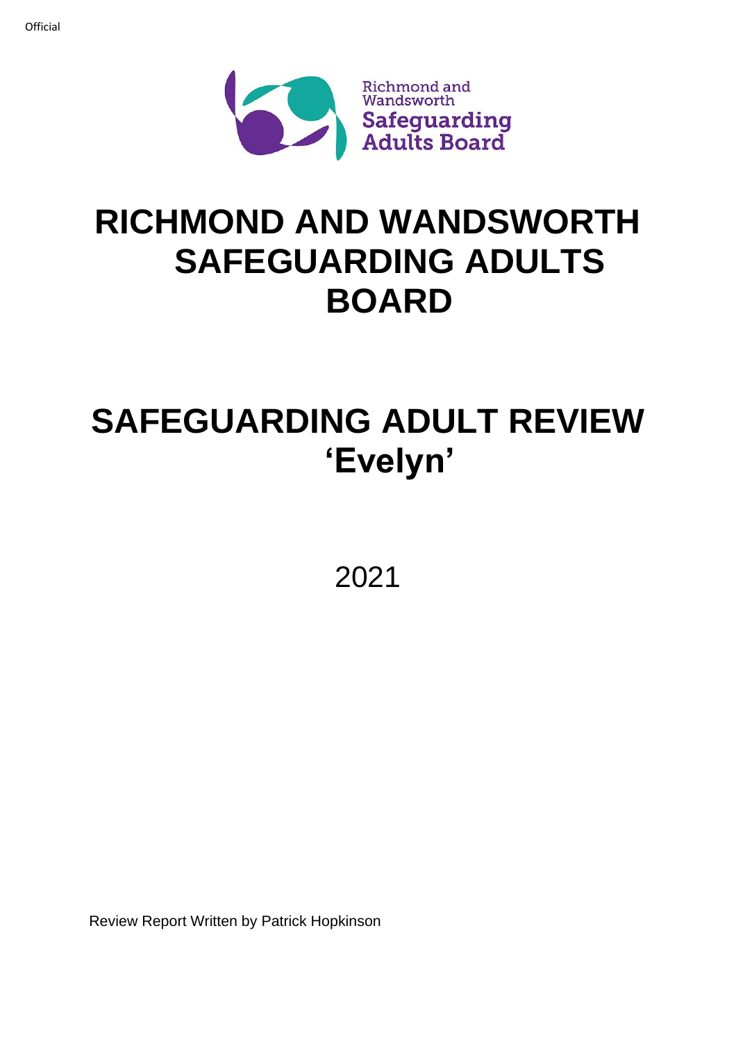Official

Richmond and Wandsworth Safeguarding Adults Board

# RICHMOND AND WANDSWORTH SAFEGUARDING ADULTS BOARD

# SAFEGUARDING ADULT REVIEW 'Evelyn'

2021

Review Report Written by Patrick Hopkinson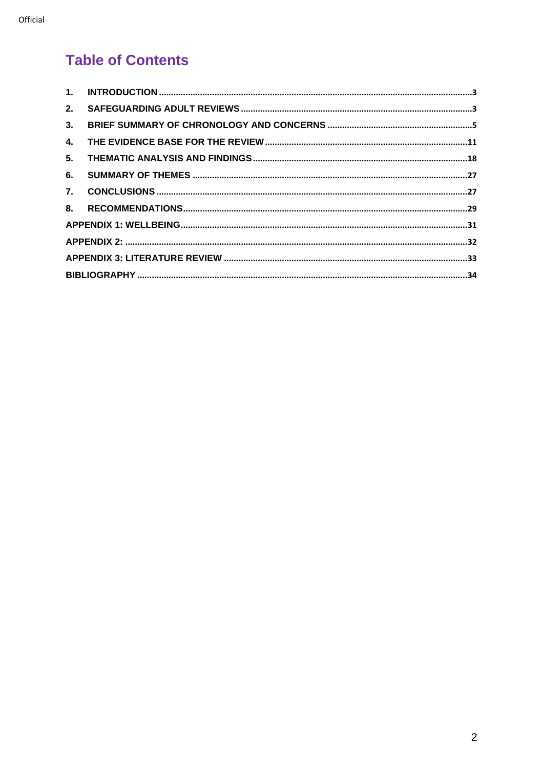# Table of Contents

1. INTRODUCTION ..... 3
2. SAFEGUARDING ADULT REVIEWS ..... 3
3. BRIEF SUMMARY OF CHRONOLOGY AND CONCERNS ..... 5
4. THE EVIDENCE BASE FOR THE REVIEW ..... 11
5. THEMATIC ANALYSIS AND FINDINGS ..... 18
6. SUMMARY OF THEMES ..... 27
7. CONCLUSIONS ..... 27
8. RECOMMENDATIONS ..... 29

APPENDIX 1: WELLBEING ..... 31

APPENDIX 2: ..... 32

APPENDIX 3: LITERATURE REVIEW ..... 33

BIBLIOGRAPHY ..... 34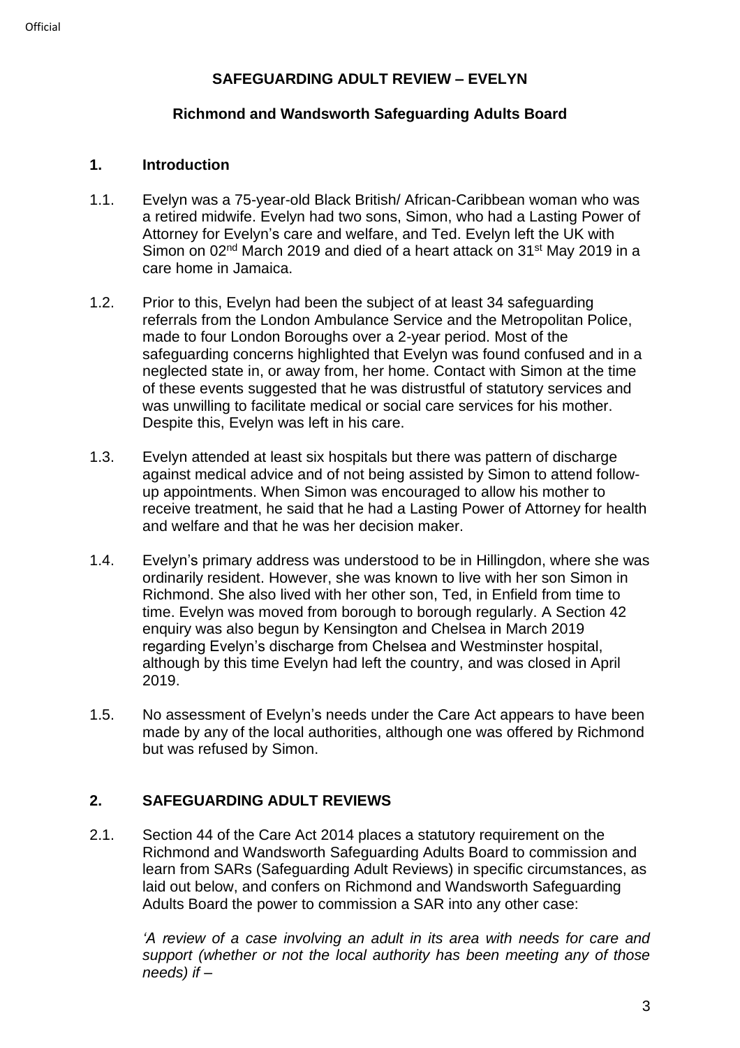# SAFEGUARDING ADULT REVIEW – EVELYN

## Richmond and Wandsworth Safeguarding Adults Board

## 1. Introduction

1.1. Evelyn was a 75-year-old Black British/ African-Caribbean woman who was a retired midwife. Evelyn had two sons, Simon, who had a Lasting Power of Attorney for Evelyn's care and welfare, and Ted. Evelyn left the UK with Simon on 02nd March 2019 and died of a heart attack on 31st May 2019 in a care home in Jamaica.

1.2. Prior to this, Evelyn had been the subject of at least 34 safeguarding referrals from the London Ambulance Service and the Metropolitan Police, made to four London Boroughs over a 2-year period. Most of the safeguarding concerns highlighted that Evelyn was found confused and in a neglected state in, or away from, her home. Contact with Simon at the time of these events suggested that he was distrustful of statutory services and was unwilling to facilitate medical or social care services for his mother. Despite this, Evelyn was left in his care.

1.3. Evelyn attended at least six hospitals but there was pattern of discharge against medical advice and of not being assisted by Simon to attend follow-up appointments. When Simon was encouraged to allow his mother to receive treatment, he said that he had a Lasting Power of Attorney for health and welfare and that he was her decision maker.

1.4. Evelyn's primary address was understood to be in Hillingdon, where she was ordinarily resident. However, she was known to live with her son Simon in Richmond. She also lived with her other son, Ted, in Enfield from time to time. Evelyn was moved from borough to borough regularly. A Section 42 enquiry was also begun by Kensington and Chelsea in March 2019 regarding Evelyn's discharge from Chelsea and Westminster hospital, although by this time Evelyn had left the country, and was closed in April 2019.

1.5. No assessment of Evelyn's needs under the Care Act appears to have been made by any of the local authorities, although one was offered by Richmond but was refused by Simon.

## 2. SAFEGUARDING ADULT REVIEWS

2.1. Section 44 of the Care Act 2014 places a statutory requirement on the Richmond and Wandsworth Safeguarding Adults Board to commission and learn from SARs (Safeguarding Adult Reviews) in specific circumstances, as laid out below, and confers on Richmond and Wandsworth Safeguarding Adults Board the power to commission a SAR into any other case:

*'A review of a case involving an adult in its area with needs for care and support (whether or not the local authority has been meeting any of those needs) if –*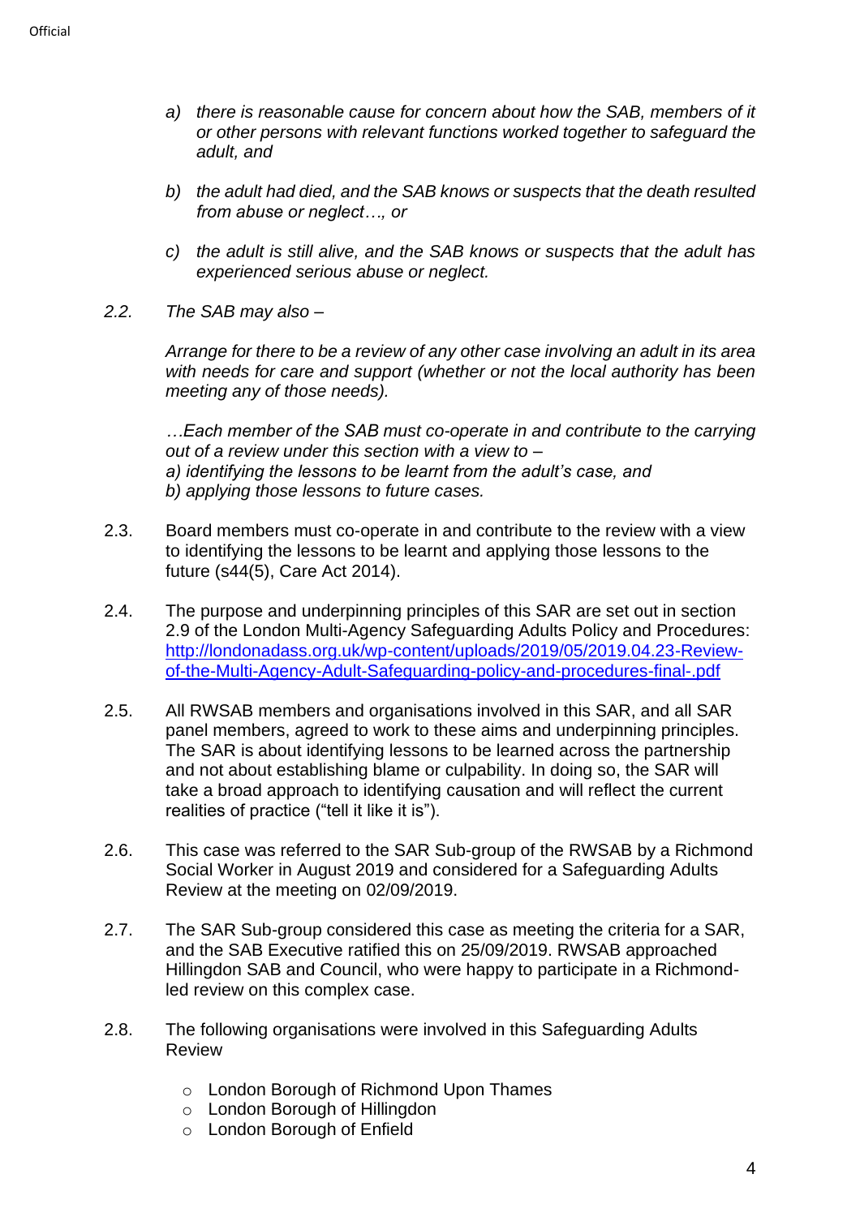*a) there is reasonable cause for concern about how the SAB, members of it or other persons with relevant functions worked together to safeguard the adult, and*

*b) the adult had died, and the SAB knows or suspects that the death resulted from abuse or neglect…, or*

*c) the adult is still alive, and the SAB knows or suspects that the adult has experienced serious abuse or neglect.*

*2.2. The SAB may also –*

*Arrange for there to be a review of any other case involving an adult in its area with needs for care and support (whether or not the local authority has been meeting any of those needs).*

*…Each member of the SAB must co-operate in and contribute to the carrying out of a review under this section with a view to –*
*a) identifying the lessons to be learnt from the adult's case, and*
*b) applying those lessons to future cases.*

2.3. Board members must co-operate in and contribute to the review with a view to identifying the lessons to be learnt and applying those lessons to the future (s44(5), Care Act 2014).

2.4. The purpose and underpinning principles of this SAR are set out in section 2.9 of the London Multi-Agency Safeguarding Adults Policy and Procedures: http://londonadass.org.uk/wp-content/uploads/2019/05/2019.04.23-Review-of-the-Multi-Agency-Adult-Safeguarding-policy-and-procedures-final-.pdf

2.5. All RWSAB members and organisations involved in this SAR, and all SAR panel members, agreed to work to these aims and underpinning principles. The SAR is about identifying lessons to be learned across the partnership and not about establishing blame or culpability. In doing so, the SAR will take a broad approach to identifying causation and will reflect the current realities of practice ("tell it like it is").

2.6. This case was referred to the SAR Sub-group of the RWSAB by a Richmond Social Worker in August 2019 and considered for a Safeguarding Adults Review at the meeting on 02/09/2019.

2.7. The SAR Sub-group considered this case as meeting the criteria for a SAR, and the SAB Executive ratified this on 25/09/2019. RWSAB approached Hillingdon SAB and Council, who were happy to participate in a Richmond-led review on this complex case.

2.8. The following organisations were involved in this Safeguarding Adults Review

- London Borough of Richmond Upon Thames
- London Borough of Hillingdon
- London Borough of Enfield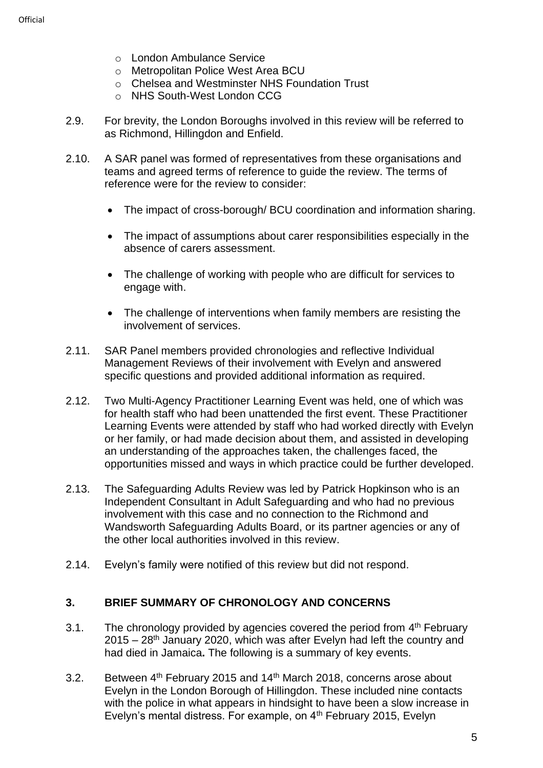- London Ambulance Service
- Metropolitan Police West Area BCU
- Chelsea and Westminster NHS Foundation Trust
- NHS South-West London CCG

2.9. For brevity, the London Boroughs involved in this review will be referred to as Richmond, Hillingdon and Enfield.

2.10. A SAR panel was formed of representatives from these organisations and teams and agreed terms of reference to guide the review. The terms of reference were for the review to consider:

- The impact of cross-borough/ BCU coordination and information sharing.
- The impact of assumptions about carer responsibilities especially in the absence of carers assessment.
- The challenge of working with people who are difficult for services to engage with.
- The challenge of interventions when family members are resisting the involvement of services.

2.11. SAR Panel members provided chronologies and reflective Individual Management Reviews of their involvement with Evelyn and answered specific questions and provided additional information as required.

2.12. Two Multi-Agency Practitioner Learning Event was held, one of which was for health staff who had been unattended the first event. These Practitioner Learning Events were attended by staff who had worked directly with Evelyn or her family, or had made decision about them, and assisted in developing an understanding of the approaches taken, the challenges faced, the opportunities missed and ways in which practice could be further developed.

2.13. The Safeguarding Adults Review was led by Patrick Hopkinson who is an Independent Consultant in Adult Safeguarding and who had no previous involvement with this case and no connection to the Richmond and Wandsworth Safeguarding Adults Board, or its partner agencies or any of the other local authorities involved in this review.

2.14. Evelyn's family were notified of this review but did not respond.

## 3. BRIEF SUMMARY OF CHRONOLOGY AND CONCERNS

3.1. The chronology provided by agencies covered the period from 4th February 2015 – 28th January 2020, which was after Evelyn had left the country and had died in Jamaica**.** The following is a summary of key events.

3.2. Between 4th February 2015 and 14th March 2018, concerns arose about Evelyn in the London Borough of Hillingdon. These included nine contacts with the police in what appears in hindsight to have been a slow increase in Evelyn's mental distress. For example, on 4th February 2015, Evelyn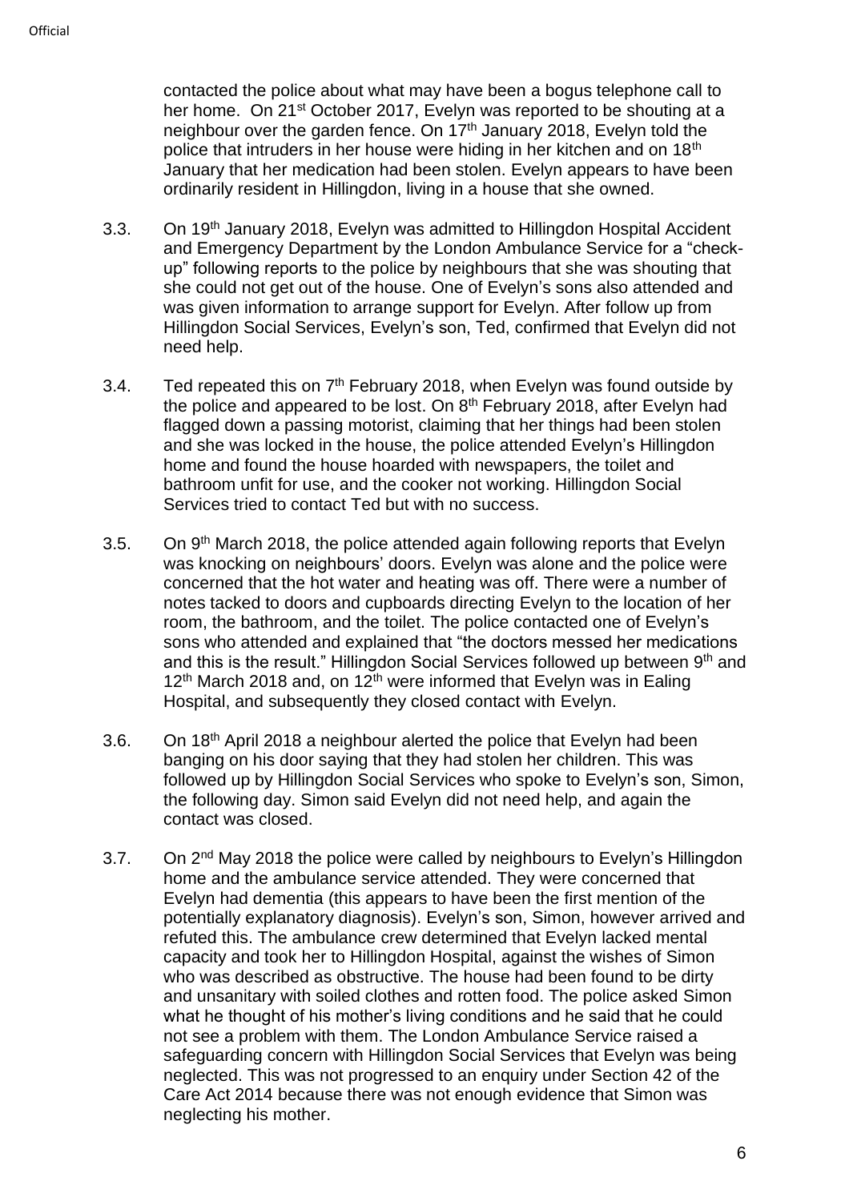contacted the police about what may have been a bogus telephone call to her home. On 21st October 2017, Evelyn was reported to be shouting at a neighbour over the garden fence. On 17th January 2018, Evelyn told the police that intruders in her house were hiding in her kitchen and on 18th January that her medication had been stolen. Evelyn appears to have been ordinarily resident in Hillingdon, living in a house that she owned.

3.3. On 19th January 2018, Evelyn was admitted to Hillingdon Hospital Accident and Emergency Department by the London Ambulance Service for a "check-up" following reports to the police by neighbours that she was shouting that she could not get out of the house. One of Evelyn's sons also attended and was given information to arrange support for Evelyn. After follow up from Hillingdon Social Services, Evelyn's son, Ted, confirmed that Evelyn did not need help.

3.4. Ted repeated this on 7th February 2018, when Evelyn was found outside by the police and appeared to be lost. On 8th February 2018, after Evelyn had flagged down a passing motorist, claiming that her things had been stolen and she was locked in the house, the police attended Evelyn's Hillingdon home and found the house hoarded with newspapers, the toilet and bathroom unfit for use, and the cooker not working. Hillingdon Social Services tried to contact Ted but with no success.

3.5. On 9th March 2018, the police attended again following reports that Evelyn was knocking on neighbours' doors. Evelyn was alone and the police were concerned that the hot water and heating was off. There were a number of notes tacked to doors and cupboards directing Evelyn to the location of her room, the bathroom, and the toilet. The police contacted one of Evelyn's sons who attended and explained that "the doctors messed her medications and this is the result." Hillingdon Social Services followed up between 9th and 12th March 2018 and, on 12th were informed that Evelyn was in Ealing Hospital, and subsequently they closed contact with Evelyn.

3.6. On 18th April 2018 a neighbour alerted the police that Evelyn had been banging on his door saying that they had stolen her children. This was followed up by Hillingdon Social Services who spoke to Evelyn's son, Simon, the following day. Simon said Evelyn did not need help, and again the contact was closed.

3.7. On 2nd May 2018 the police were called by neighbours to Evelyn's Hillingdon home and the ambulance service attended. They were concerned that Evelyn had dementia (this appears to have been the first mention of the potentially explanatory diagnosis). Evelyn's son, Simon, however arrived and refuted this. The ambulance crew determined that Evelyn lacked mental capacity and took her to Hillingdon Hospital, against the wishes of Simon who was described as obstructive. The house had been found to be dirty and unsanitary with soiled clothes and rotten food. The police asked Simon what he thought of his mother's living conditions and he said that he could not see a problem with them. The London Ambulance Service raised a safeguarding concern with Hillingdon Social Services that Evelyn was being neglected. This was not progressed to an enquiry under Section 42 of the Care Act 2014 because there was not enough evidence that Simon was neglecting his mother.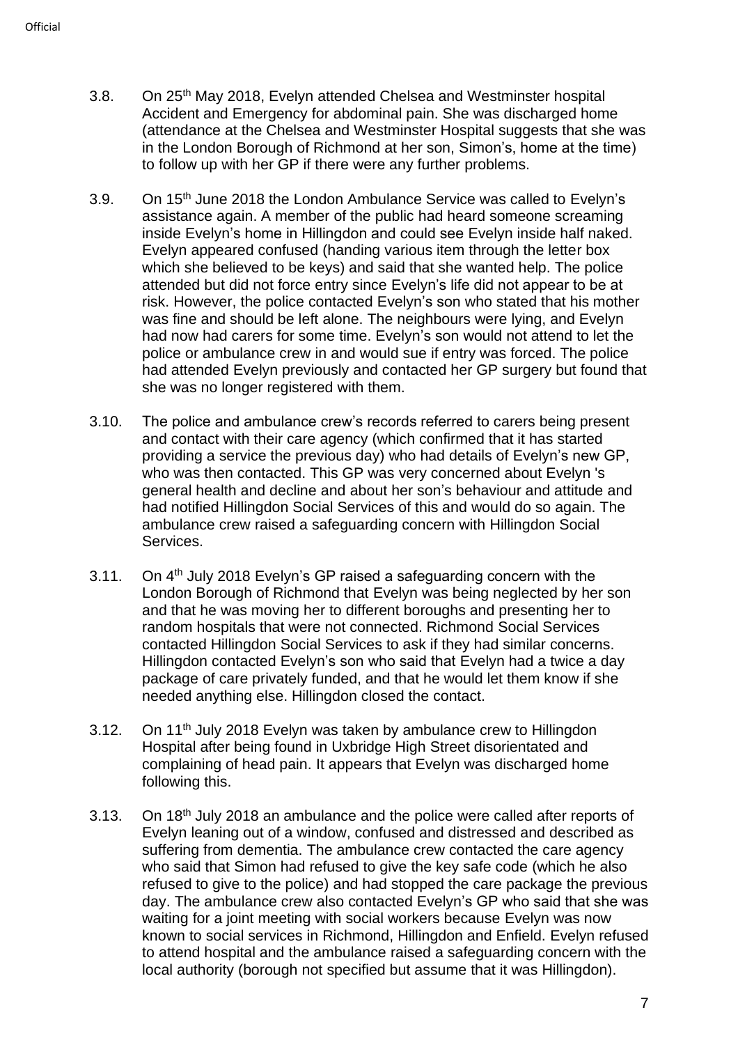3.8. On 25th May 2018, Evelyn attended Chelsea and Westminster hospital Accident and Emergency for abdominal pain. She was discharged home (attendance at the Chelsea and Westminster Hospital suggests that she was in the London Borough of Richmond at her son, Simon's, home at the time) to follow up with her GP if there were any further problems.

3.9. On 15th June 2018 the London Ambulance Service was called to Evelyn's assistance again. A member of the public had heard someone screaming inside Evelyn's home in Hillingdon and could see Evelyn inside half naked. Evelyn appeared confused (handing various item through the letter box which she believed to be keys) and said that she wanted help. The police attended but did not force entry since Evelyn's life did not appear to be at risk. However, the police contacted Evelyn's son who stated that his mother was fine and should be left alone. The neighbours were lying, and Evelyn had now had carers for some time. Evelyn's son would not attend to let the police or ambulance crew in and would sue if entry was forced. The police had attended Evelyn previously and contacted her GP surgery but found that she was no longer registered with them.

3.10. The police and ambulance crew's records referred to carers being present and contact with their care agency (which confirmed that it has started providing a service the previous day) who had details of Evelyn's new GP, who was then contacted. This GP was very concerned about Evelyn 's general health and decline and about her son's behaviour and attitude and had notified Hillingdon Social Services of this and would do so again. The ambulance crew raised a safeguarding concern with Hillingdon Social Services.

3.11. On 4th July 2018 Evelyn's GP raised a safeguarding concern with the London Borough of Richmond that Evelyn was being neglected by her son and that he was moving her to different boroughs and presenting her to random hospitals that were not connected. Richmond Social Services contacted Hillingdon Social Services to ask if they had similar concerns. Hillingdon contacted Evelyn's son who said that Evelyn had a twice a day package of care privately funded, and that he would let them know if she needed anything else. Hillingdon closed the contact.

3.12. On 11th July 2018 Evelyn was taken by ambulance crew to Hillingdon Hospital after being found in Uxbridge High Street disorientated and complaining of head pain. It appears that Evelyn was discharged home following this.

3.13. On 18th July 2018 an ambulance and the police were called after reports of Evelyn leaning out of a window, confused and distressed and described as suffering from dementia. The ambulance crew contacted the care agency who said that Simon had refused to give the key safe code (which he also refused to give to the police) and had stopped the care package the previous day. The ambulance crew also contacted Evelyn's GP who said that she was waiting for a joint meeting with social workers because Evelyn was now known to social services in Richmond, Hillingdon and Enfield. Evelyn refused to attend hospital and the ambulance raised a safeguarding concern with the local authority (borough not specified but assume that it was Hillingdon).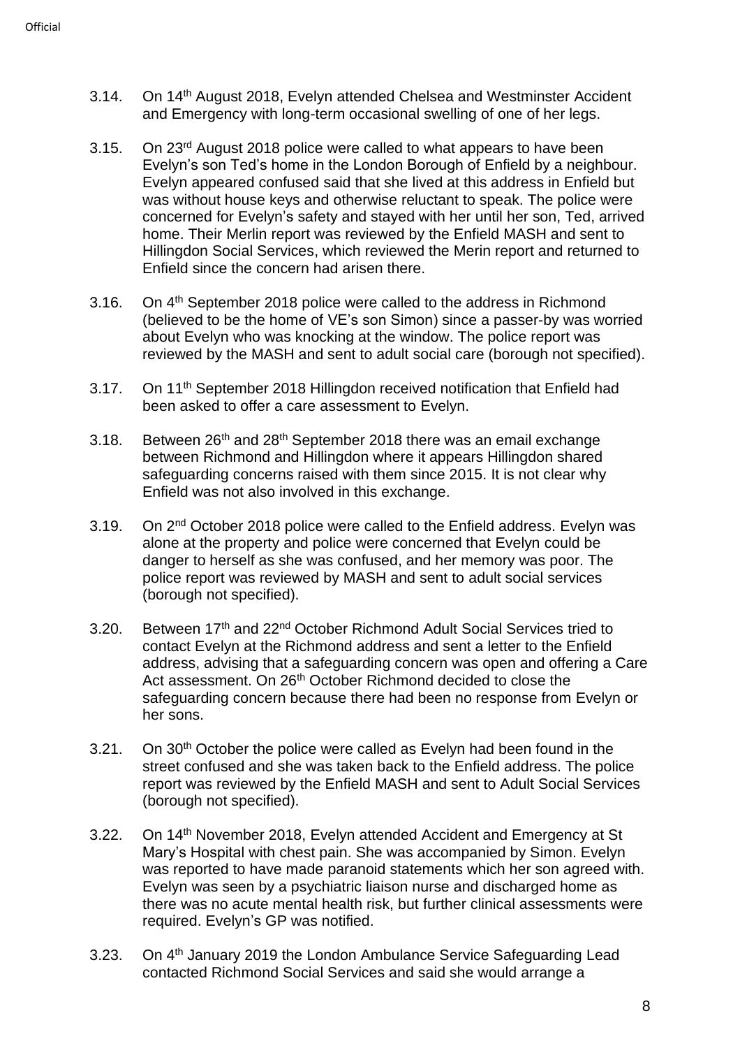3.14. On 14th August 2018, Evelyn attended Chelsea and Westminster Accident and Emergency with long-term occasional swelling of one of her legs.

3.15. On 23rd August 2018 police were called to what appears to have been Evelyn's son Ted's home in the London Borough of Enfield by a neighbour. Evelyn appeared confused said that she lived at this address in Enfield but was without house keys and otherwise reluctant to speak. The police were concerned for Evelyn's safety and stayed with her until her son, Ted, arrived home. Their Merlin report was reviewed by the Enfield MASH and sent to Hillingdon Social Services, which reviewed the Merin report and returned to Enfield since the concern had arisen there.

3.16. On 4th September 2018 police were called to the address in Richmond (believed to be the home of VE's son Simon) since a passer-by was worried about Evelyn who was knocking at the window. The police report was reviewed by the MASH and sent to adult social care (borough not specified).

3.17. On 11th September 2018 Hillingdon received notification that Enfield had been asked to offer a care assessment to Evelyn.

3.18. Between 26th and 28th September 2018 there was an email exchange between Richmond and Hillingdon where it appears Hillingdon shared safeguarding concerns raised with them since 2015. It is not clear why Enfield was not also involved in this exchange.

3.19. On 2nd October 2018 police were called to the Enfield address. Evelyn was alone at the property and police were concerned that Evelyn could be danger to herself as she was confused, and her memory was poor. The police report was reviewed by MASH and sent to adult social services (borough not specified).

3.20. Between 17th and 22nd October Richmond Adult Social Services tried to contact Evelyn at the Richmond address and sent a letter to the Enfield address, advising that a safeguarding concern was open and offering a Care Act assessment. On 26th October Richmond decided to close the safeguarding concern because there had been no response from Evelyn or her sons.

3.21. On 30th October the police were called as Evelyn had been found in the street confused and she was taken back to the Enfield address. The police report was reviewed by the Enfield MASH and sent to Adult Social Services (borough not specified).

3.22. On 14th November 2018, Evelyn attended Accident and Emergency at St Mary's Hospital with chest pain. She was accompanied by Simon. Evelyn was reported to have made paranoid statements which her son agreed with. Evelyn was seen by a psychiatric liaison nurse and discharged home as there was no acute mental health risk, but further clinical assessments were required. Evelyn's GP was notified.

3.23. On 4th January 2019 the London Ambulance Service Safeguarding Lead contacted Richmond Social Services and said she would arrange a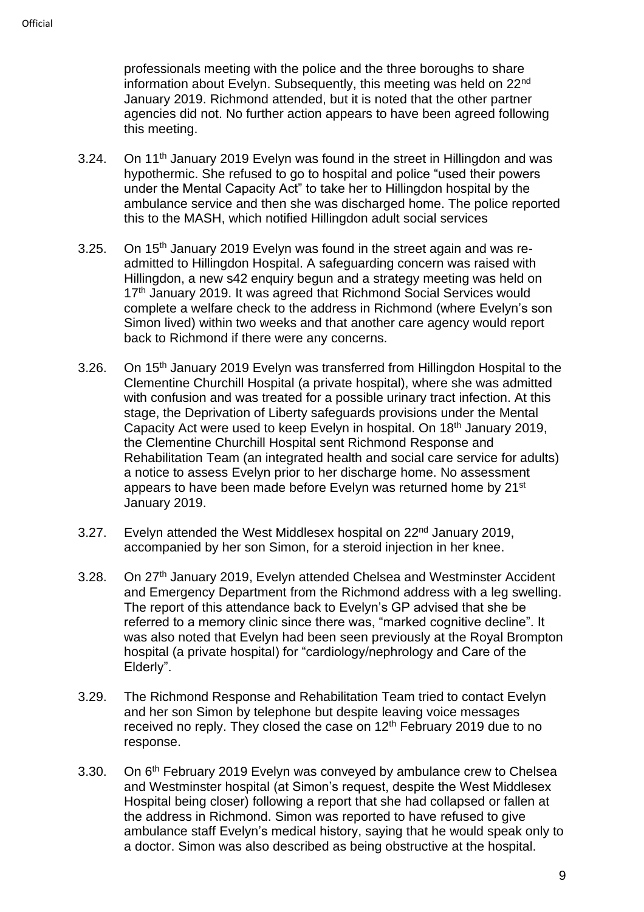professionals meeting with the police and the three boroughs to share information about Evelyn. Subsequently, this meeting was held on 22nd January 2019. Richmond attended, but it is noted that the other partner agencies did not. No further action appears to have been agreed following this meeting.

3.24. On 11th January 2019 Evelyn was found in the street in Hillingdon and was hypothermic. She refused to go to hospital and police "used their powers under the Mental Capacity Act" to take her to Hillingdon hospital by the ambulance service and then she was discharged home. The police reported this to the MASH, which notified Hillingdon adult social services

3.25. On 15th January 2019 Evelyn was found in the street again and was re-admitted to Hillingdon Hospital. A safeguarding concern was raised with Hillingdon, a new s42 enquiry begun and a strategy meeting was held on 17th January 2019. It was agreed that Richmond Social Services would complete a welfare check to the address in Richmond (where Evelyn's son Simon lived) within two weeks and that another care agency would report back to Richmond if there were any concerns.

3.26. On 15th January 2019 Evelyn was transferred from Hillingdon Hospital to the Clementine Churchill Hospital (a private hospital), where she was admitted with confusion and was treated for a possible urinary tract infection. At this stage, the Deprivation of Liberty safeguards provisions under the Mental Capacity Act were used to keep Evelyn in hospital. On 18th January 2019, the Clementine Churchill Hospital sent Richmond Response and Rehabilitation Team (an integrated health and social care service for adults) a notice to assess Evelyn prior to her discharge home. No assessment appears to have been made before Evelyn was returned home by 21st January 2019.

3.27. Evelyn attended the West Middlesex hospital on 22nd January 2019, accompanied by her son Simon, for a steroid injection in her knee.

3.28. On 27th January 2019, Evelyn attended Chelsea and Westminster Accident and Emergency Department from the Richmond address with a leg swelling. The report of this attendance back to Evelyn's GP advised that she be referred to a memory clinic since there was, "marked cognitive decline". It was also noted that Evelyn had been seen previously at the Royal Brompton hospital (a private hospital) for "cardiology/nephrology and Care of the Elderly".

3.29. The Richmond Response and Rehabilitation Team tried to contact Evelyn and her son Simon by telephone but despite leaving voice messages received no reply. They closed the case on 12th February 2019 due to no response.

3.30. On 6th February 2019 Evelyn was conveyed by ambulance crew to Chelsea and Westminster hospital (at Simon's request, despite the West Middlesex Hospital being closer) following a report that she had collapsed or fallen at the address in Richmond. Simon was reported to have refused to give ambulance staff Evelyn's medical history, saying that he would speak only to a doctor. Simon was also described as being obstructive at the hospital.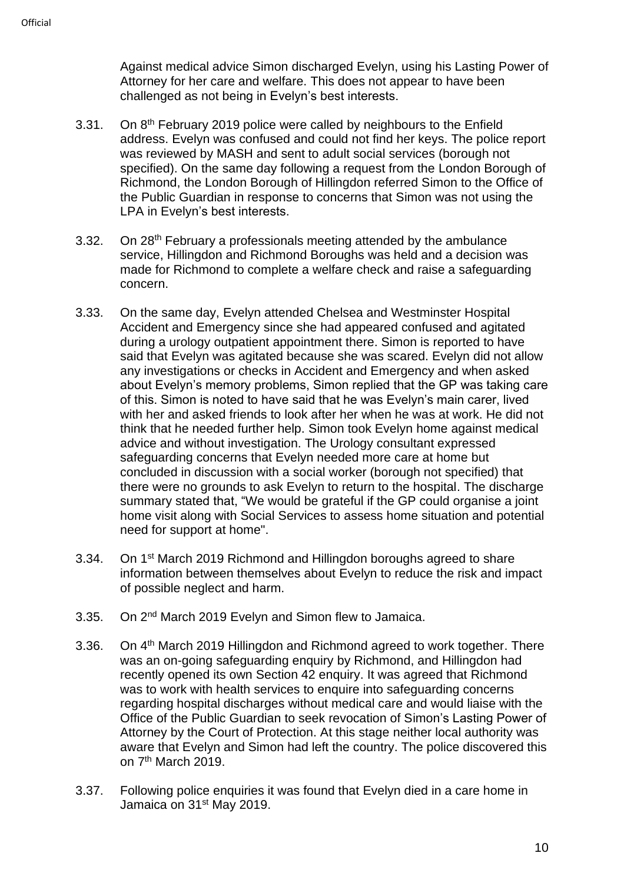Against medical advice Simon discharged Evelyn, using his Lasting Power of Attorney for her care and welfare. This does not appear to have been challenged as not being in Evelyn's best interests.

3.31. On 8th February 2019 police were called by neighbours to the Enfield address. Evelyn was confused and could not find her keys. The police report was reviewed by MASH and sent to adult social services (borough not specified). On the same day following a request from the London Borough of Richmond, the London Borough of Hillingdon referred Simon to the Office of the Public Guardian in response to concerns that Simon was not using the LPA in Evelyn's best interests.

3.32. On 28th February a professionals meeting attended by the ambulance service, Hillingdon and Richmond Boroughs was held and a decision was made for Richmond to complete a welfare check and raise a safeguarding concern.

3.33. On the same day, Evelyn attended Chelsea and Westminster Hospital Accident and Emergency since she had appeared confused and agitated during a urology outpatient appointment there. Simon is reported to have said that Evelyn was agitated because she was scared. Evelyn did not allow any investigations or checks in Accident and Emergency and when asked about Evelyn's memory problems, Simon replied that the GP was taking care of this. Simon is noted to have said that he was Evelyn's main carer, lived with her and asked friends to look after her when he was at work. He did not think that he needed further help. Simon took Evelyn home against medical advice and without investigation. The Urology consultant expressed safeguarding concerns that Evelyn needed more care at home but concluded in discussion with a social worker (borough not specified) that there were no grounds to ask Evelyn to return to the hospital. The discharge summary stated that, "We would be grateful if the GP could organise a joint home visit along with Social Services to assess home situation and potential need for support at home".

3.34. On 1st March 2019 Richmond and Hillingdon boroughs agreed to share information between themselves about Evelyn to reduce the risk and impact of possible neglect and harm.

3.35. On 2nd March 2019 Evelyn and Simon flew to Jamaica.

3.36. On 4th March 2019 Hillingdon and Richmond agreed to work together. There was an on-going safeguarding enquiry by Richmond, and Hillingdon had recently opened its own Section 42 enquiry. It was agreed that Richmond was to work with health services to enquire into safeguarding concerns regarding hospital discharges without medical care and would liaise with the Office of the Public Guardian to seek revocation of Simon's Lasting Power of Attorney by the Court of Protection. At this stage neither local authority was aware that Evelyn and Simon had left the country. The police discovered this on 7th March 2019.

3.37. Following police enquiries it was found that Evelyn died in a care home in Jamaica on 31st May 2019.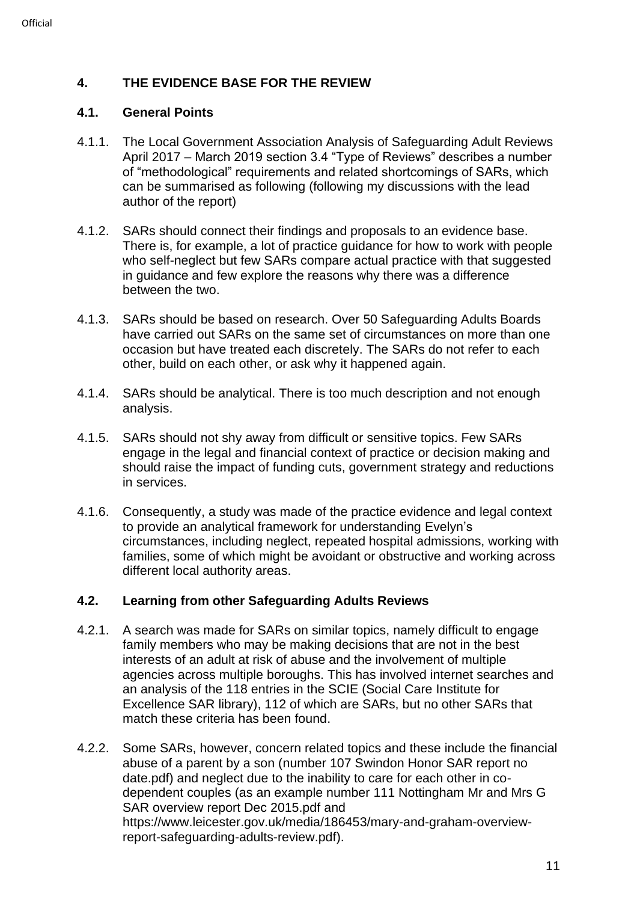## 4. THE EVIDENCE BASE FOR THE REVIEW

### 4.1. General Points

4.1.1. The Local Government Association Analysis of Safeguarding Adult Reviews April 2017 – March 2019 section 3.4 "Type of Reviews" describes a number of "methodological" requirements and related shortcomings of SARs, which can be summarised as following (following my discussions with the lead author of the report)

4.1.2. SARs should connect their findings and proposals to an evidence base. There is, for example, a lot of practice guidance for how to work with people who self-neglect but few SARs compare actual practice with that suggested in guidance and few explore the reasons why there was a difference between the two.

4.1.3. SARs should be based on research. Over 50 Safeguarding Adults Boards have carried out SARs on the same set of circumstances on more than one occasion but have treated each discretely. The SARs do not refer to each other, build on each other, or ask why it happened again.

4.1.4. SARs should be analytical. There is too much description and not enough analysis.

4.1.5. SARs should not shy away from difficult or sensitive topics. Few SARs engage in the legal and financial context of practice or decision making and should raise the impact of funding cuts, government strategy and reductions in services.

4.1.6. Consequently, a study was made of the practice evidence and legal context to provide an analytical framework for understanding Evelyn's circumstances, including neglect, repeated hospital admissions, working with families, some of which might be avoidant or obstructive and working across different local authority areas.

### 4.2. Learning from other Safeguarding Adults Reviews

4.2.1. A search was made for SARs on similar topics, namely difficult to engage family members who may be making decisions that are not in the best interests of an adult at risk of abuse and the involvement of multiple agencies across multiple boroughs. This has involved internet searches and an analysis of the 118 entries in the SCIE (Social Care Institute for Excellence SAR library), 112 of which are SARs, but no other SARs that match these criteria has been found.

4.2.2. Some SARs, however, concern related topics and these include the financial abuse of a parent by a son (number 107 Swindon Honor SAR report no date.pdf) and neglect due to the inability to care for each other in co-dependent couples (as an example number 111 Nottingham Mr and Mrs G SAR overview report Dec 2015.pdf and https://www.leicester.gov.uk/media/186453/mary-and-graham-overview-report-safeguarding-adults-review.pdf).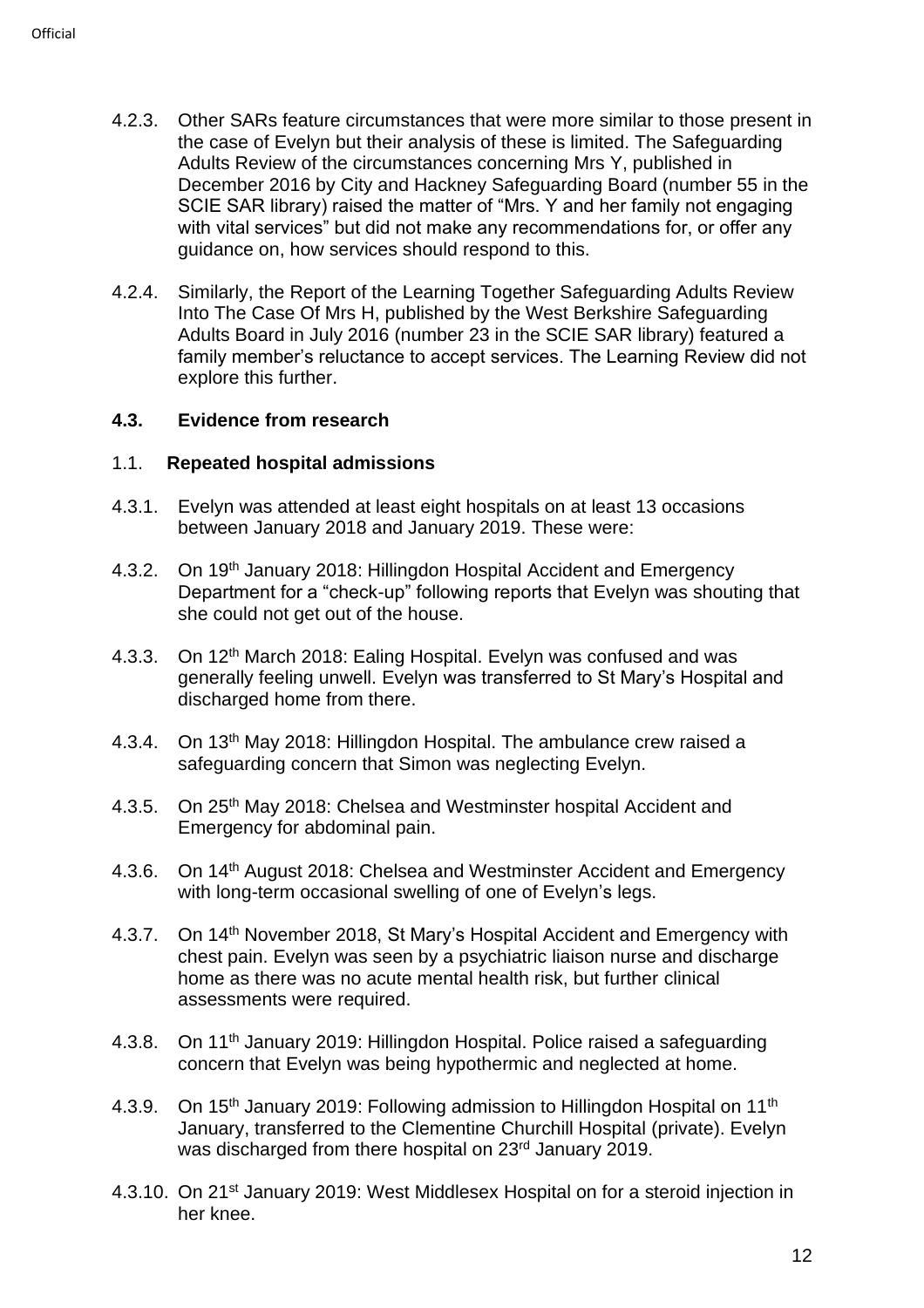4.2.3. Other SARs feature circumstances that were more similar to those present in the case of Evelyn but their analysis of these is limited. The Safeguarding Adults Review of the circumstances concerning Mrs Y, published in December 2016 by City and Hackney Safeguarding Board (number 55 in the SCIE SAR library) raised the matter of "Mrs. Y and her family not engaging with vital services" but did not make any recommendations for, or offer any guidance on, how services should respond to this.

4.2.4. Similarly, the Report of the Learning Together Safeguarding Adults Review Into The Case Of Mrs H, published by the West Berkshire Safeguarding Adults Board in July 2016 (number 23 in the SCIE SAR library) featured a family member's reluctance to accept services. The Learning Review did not explore this further.

#### **4.3. Evidence from research**

#### 1.1. **Repeated hospital admissions**

4.3.1. Evelyn was attended at least eight hospitals on at least 13 occasions between January 2018 and January 2019. These were:

4.3.2. On 19th January 2018: Hillingdon Hospital Accident and Emergency Department for a "check-up" following reports that Evelyn was shouting that she could not get out of the house.

4.3.3. On 12th March 2018: Ealing Hospital. Evelyn was confused and was generally feeling unwell. Evelyn was transferred to St Mary's Hospital and discharged home from there.

4.3.4. On 13th May 2018: Hillingdon Hospital. The ambulance crew raised a safeguarding concern that Simon was neglecting Evelyn.

4.3.5. On 25th May 2018: Chelsea and Westminster hospital Accident and Emergency for abdominal pain.

4.3.6. On 14th August 2018: Chelsea and Westminster Accident and Emergency with long-term occasional swelling of one of Evelyn's legs.

4.3.7. On 14th November 2018, St Mary's Hospital Accident and Emergency with chest pain. Evelyn was seen by a psychiatric liaison nurse and discharge home as there was no acute mental health risk, but further clinical assessments were required.

4.3.8. On 11th January 2019: Hillingdon Hospital. Police raised a safeguarding concern that Evelyn was being hypothermic and neglected at home.

4.3.9. On 15th January 2019: Following admission to Hillingdon Hospital on 11th January, transferred to the Clementine Churchill Hospital (private). Evelyn was discharged from there hospital on 23rd January 2019.

4.3.10. On 21st January 2019: West Middlesex Hospital on for a steroid injection in her knee.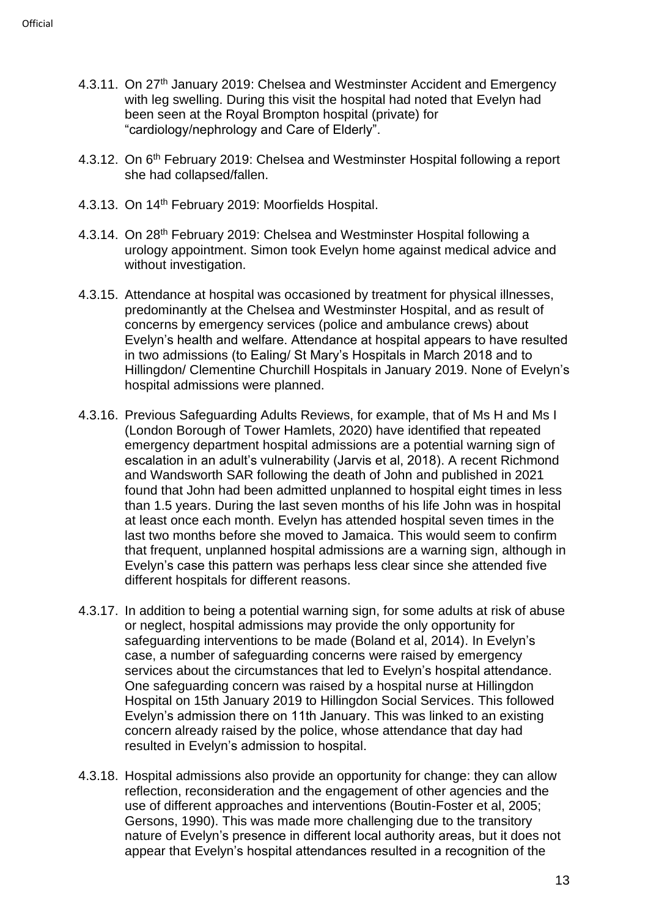4.3.11. On 27th January 2019: Chelsea and Westminster Accident and Emergency with leg swelling. During this visit the hospital had noted that Evelyn had been seen at the Royal Brompton hospital (private) for "cardiology/nephrology and Care of Elderly".

4.3.12. On 6th February 2019: Chelsea and Westminster Hospital following a report she had collapsed/fallen.

4.3.13. On 14th February 2019: Moorfields Hospital.

4.3.14. On 28th February 2019: Chelsea and Westminster Hospital following a urology appointment. Simon took Evelyn home against medical advice and without investigation.

4.3.15. Attendance at hospital was occasioned by treatment for physical illnesses, predominantly at the Chelsea and Westminster Hospital, and as result of concerns by emergency services (police and ambulance crews) about Evelyn's health and welfare. Attendance at hospital appears to have resulted in two admissions (to Ealing/ St Mary's Hospitals in March 2018 and to Hillingdon/ Clementine Churchill Hospitals in January 2019. None of Evelyn's hospital admissions were planned.

4.3.16. Previous Safeguarding Adults Reviews, for example, that of Ms H and Ms I (London Borough of Tower Hamlets, 2020) have identified that repeated emergency department hospital admissions are a potential warning sign of escalation in an adult's vulnerability (Jarvis et al, 2018). A recent Richmond and Wandsworth SAR following the death of John and published in 2021 found that John had been admitted unplanned to hospital eight times in less than 1.5 years. During the last seven months of his life John was in hospital at least once each month. Evelyn has attended hospital seven times in the last two months before she moved to Jamaica. This would seem to confirm that frequent, unplanned hospital admissions are a warning sign, although in Evelyn's case this pattern was perhaps less clear since she attended five different hospitals for different reasons.

4.3.17. In addition to being a potential warning sign, for some adults at risk of abuse or neglect, hospital admissions may provide the only opportunity for safeguarding interventions to be made (Boland et al, 2014). In Evelyn's case, a number of safeguarding concerns were raised by emergency services about the circumstances that led to Evelyn's hospital attendance. One safeguarding concern was raised by a hospital nurse at Hillingdon Hospital on 15th January 2019 to Hillingdon Social Services. This followed Evelyn's admission there on 11th January. This was linked to an existing concern already raised by the police, whose attendance that day had resulted in Evelyn's admission to hospital.

4.3.18. Hospital admissions also provide an opportunity for change: they can allow reflection, reconsideration and the engagement of other agencies and the use of different approaches and interventions (Boutin-Foster et al, 2005; Gersons, 1990). This was made more challenging due to the transitory nature of Evelyn's presence in different local authority areas, but it does not appear that Evelyn's hospital attendances resulted in a recognition of the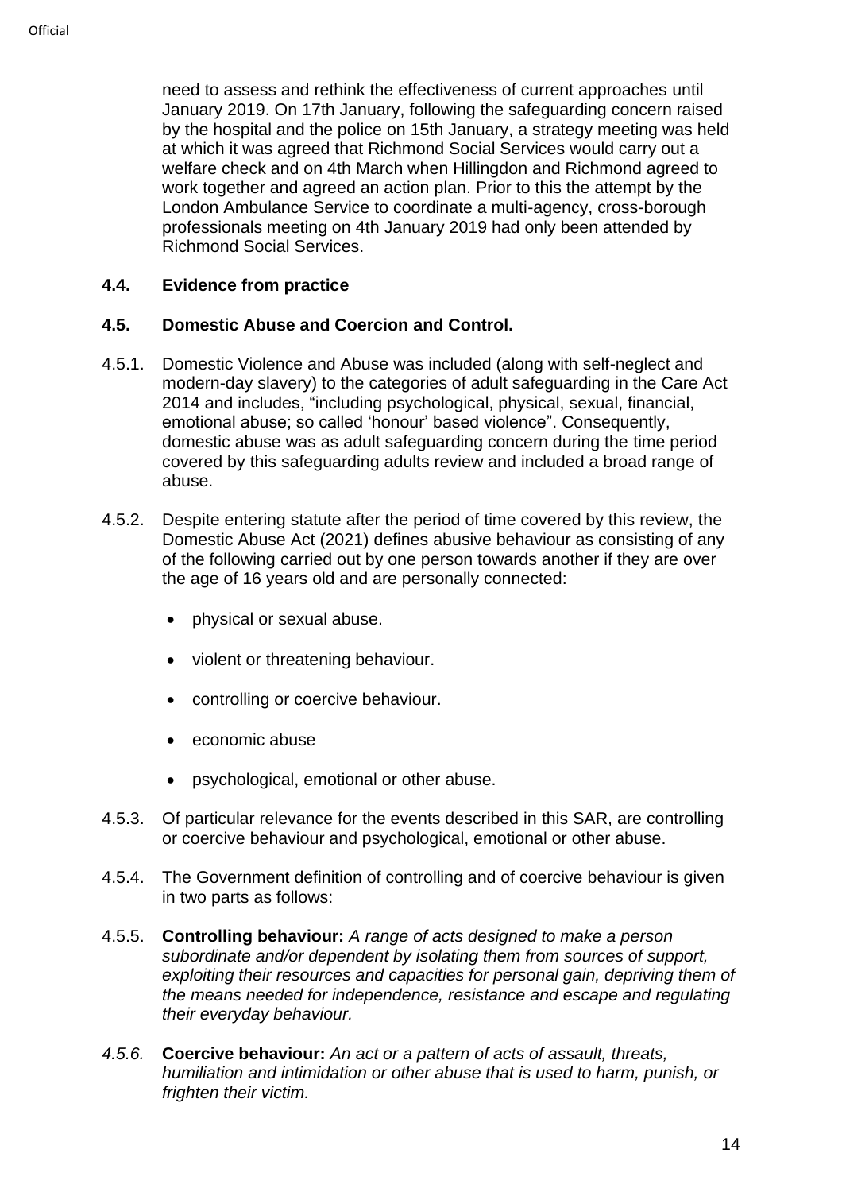need to assess and rethink the effectiveness of current approaches until January 2019. On 17th January, following the safeguarding concern raised by the hospital and the police on 15th January, a strategy meeting was held at which it was agreed that Richmond Social Services would carry out a welfare check and on 4th March when Hillingdon and Richmond agreed to work together and agreed an action plan. Prior to this the attempt by the London Ambulance Service to coordinate a multi-agency, cross-borough professionals meeting on 4th January 2019 had only been attended by Richmond Social Services.

### 4.4. Evidence from practice

### 4.5. Domestic Abuse and Coercion and Control.

4.5.1. Domestic Violence and Abuse was included (along with self-neglect and modern-day slavery) to the categories of adult safeguarding in the Care Act 2014 and includes, "including psychological, physical, sexual, financial, emotional abuse; so called 'honour' based violence". Consequently, domestic abuse was as adult safeguarding concern during the time period covered by this safeguarding adults review and included a broad range of abuse.

4.5.2. Despite entering statute after the period of time covered by this review, the Domestic Abuse Act (2021) defines abusive behaviour as consisting of any of the following carried out by one person towards another if they are over the age of 16 years old and are personally connected:

- physical or sexual abuse.
- violent or threatening behaviour.
- controlling or coercive behaviour.
- economic abuse
- psychological, emotional or other abuse.

4.5.3. Of particular relevance for the events described in this SAR, are controlling or coercive behaviour and psychological, emotional or other abuse.

4.5.4. The Government definition of controlling and of coercive behaviour is given in two parts as follows:

4.5.5. **Controlling behaviour:** *A range of acts designed to make a person subordinate and/or dependent by isolating them from sources of support, exploiting their resources and capacities for personal gain, depriving them of the means needed for independence, resistance and escape and regulating their everyday behaviour.*

*4.5.6.* **Coercive behaviour:** *An act or a pattern of acts of assault, threats, humiliation and intimidation or other abuse that is used to harm, punish, or frighten their victim.*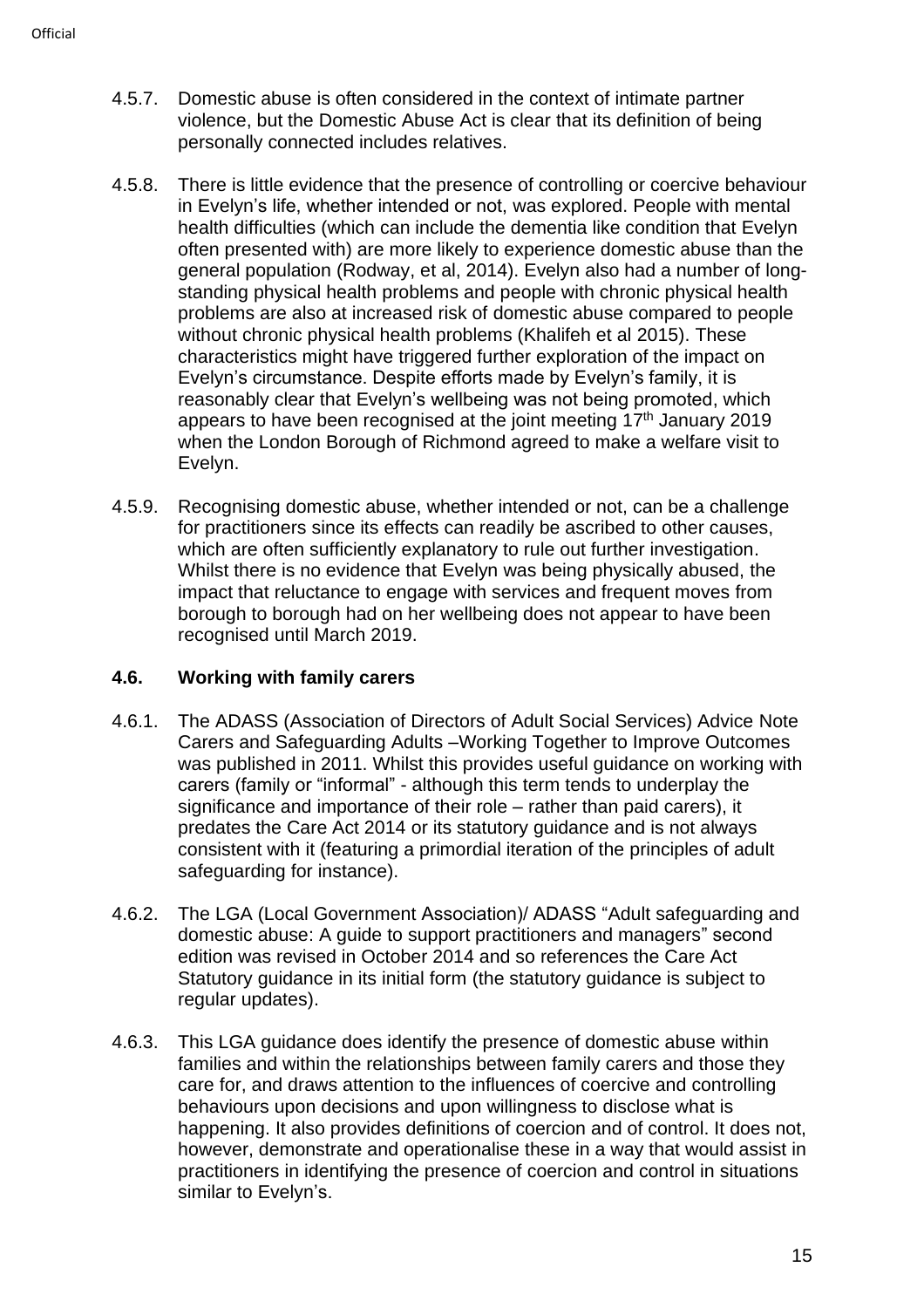4.5.7. Domestic abuse is often considered in the context of intimate partner violence, but the Domestic Abuse Act is clear that its definition of being personally connected includes relatives.

4.5.8. There is little evidence that the presence of controlling or coercive behaviour in Evelyn's life, whether intended or not, was explored. People with mental health difficulties (which can include the dementia like condition that Evelyn often presented with) are more likely to experience domestic abuse than the general population (Rodway, et al, 2014). Evelyn also had a number of long-standing physical health problems and people with chronic physical health problems are also at increased risk of domestic abuse compared to people without chronic physical health problems (Khalifeh et al 2015). These characteristics might have triggered further exploration of the impact on Evelyn's circumstance. Despite efforts made by Evelyn's family, it is reasonably clear that Evelyn's wellbeing was not being promoted, which appears to have been recognised at the joint meeting 17th January 2019 when the London Borough of Richmond agreed to make a welfare visit to Evelyn.

4.5.9. Recognising domestic abuse, whether intended or not, can be a challenge for practitioners since its effects can readily be ascribed to other causes, which are often sufficiently explanatory to rule out further investigation. Whilst there is no evidence that Evelyn was being physically abused, the impact that reluctance to engage with services and frequent moves from borough to borough had on her wellbeing does not appear to have been recognised until March 2019.

### 4.6. Working with family carers

4.6.1. The ADASS (Association of Directors of Adult Social Services) Advice Note Carers and Safeguarding Adults –Working Together to Improve Outcomes was published in 2011. Whilst this provides useful guidance on working with carers (family or "informal" - although this term tends to underplay the significance and importance of their role – rather than paid carers), it predates the Care Act 2014 or its statutory guidance and is not always consistent with it (featuring a primordial iteration of the principles of adult safeguarding for instance).

4.6.2. The LGA (Local Government Association)/ ADASS "Adult safeguarding and domestic abuse: A guide to support practitioners and managers" second edition was revised in October 2014 and so references the Care Act Statutory guidance in its initial form (the statutory guidance is subject to regular updates).

4.6.3. This LGA guidance does identify the presence of domestic abuse within families and within the relationships between family carers and those they care for, and draws attention to the influences of coercive and controlling behaviours upon decisions and upon willingness to disclose what is happening. It also provides definitions of coercion and of control. It does not, however, demonstrate and operationalise these in a way that would assist in practitioners in identifying the presence of coercion and control in situations similar to Evelyn's.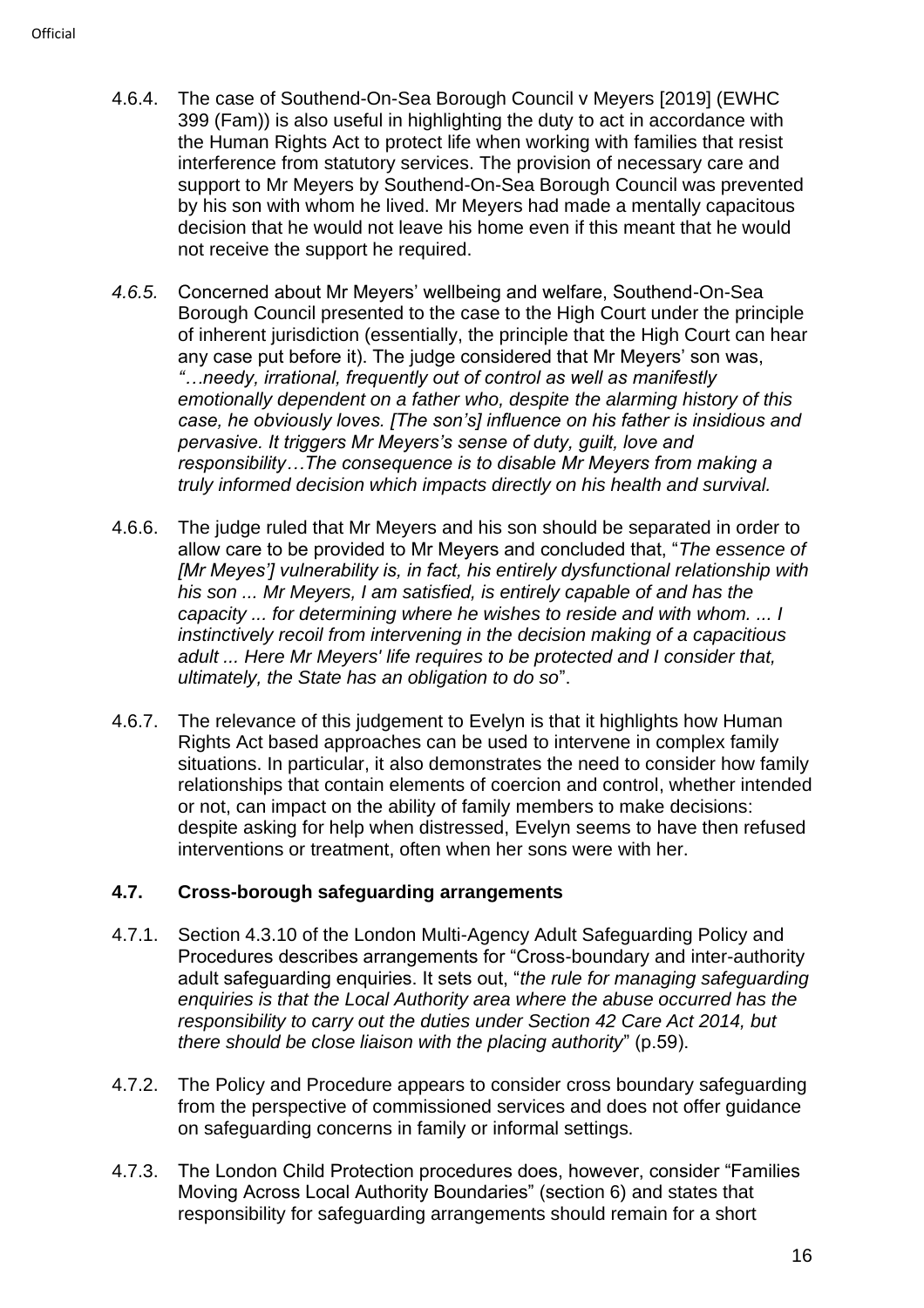4.6.4. The case of Southend-On-Sea Borough Council v Meyers [2019] (EWHC 399 (Fam)) is also useful in highlighting the duty to act in accordance with the Human Rights Act to protect life when working with families that resist interference from statutory services. The provision of necessary care and support to Mr Meyers by Southend-On-Sea Borough Council was prevented by his son with whom he lived. Mr Meyers had made a mentally capacitous decision that he would not leave his home even if this meant that he would not receive the support he required.

*4.6.5.* Concerned about Mr Meyers' wellbeing and welfare, Southend-On-Sea Borough Council presented to the case to the High Court under the principle of inherent jurisdiction (essentially, the principle that the High Court can hear any case put before it). The judge considered that Mr Meyers' son was, *"…needy, irrational, frequently out of control as well as manifestly emotionally dependent on a father who, despite the alarming history of this case, he obviously loves. [The son's] influence on his father is insidious and pervasive. It triggers Mr Meyers's sense of duty, guilt, love and responsibility…The consequence is to disable Mr Meyers from making a truly informed decision which impacts directly on his health and survival.*

4.6.6. The judge ruled that Mr Meyers and his son should be separated in order to allow care to be provided to Mr Meyers and concluded that, "*The essence of [Mr Meyes'] vulnerability is, in fact, his entirely dysfunctional relationship with his son ... Mr Meyers, I am satisfied, is entirely capable of and has the capacity ... for determining where he wishes to reside and with whom. ... I instinctively recoil from intervening in the decision making of a capacitious adult ... Here Mr Meyers' life requires to be protected and I consider that, ultimately, the State has an obligation to do so*".

4.6.7. The relevance of this judgement to Evelyn is that it highlights how Human Rights Act based approaches can be used to intervene in complex family situations. In particular, it also demonstrates the need to consider how family relationships that contain elements of coercion and control, whether intended or not, can impact on the ability of family members to make decisions: despite asking for help when distressed, Evelyn seems to have then refused interventions or treatment, often when her sons were with her.

### 4.7. Cross-borough safeguarding arrangements

4.7.1. Section 4.3.10 of the London Multi-Agency Adult Safeguarding Policy and Procedures describes arrangements for "Cross-boundary and inter-authority adult safeguarding enquiries. It sets out, "*the rule for managing safeguarding enquiries is that the Local Authority area where the abuse occurred has the responsibility to carry out the duties under Section 42 Care Act 2014, but there should be close liaison with the placing authority*" (p.59).

4.7.2. The Policy and Procedure appears to consider cross boundary safeguarding from the perspective of commissioned services and does not offer guidance on safeguarding concerns in family or informal settings.

4.7.3. The London Child Protection procedures does, however, consider "Families Moving Across Local Authority Boundaries" (section 6) and states that responsibility for safeguarding arrangements should remain for a short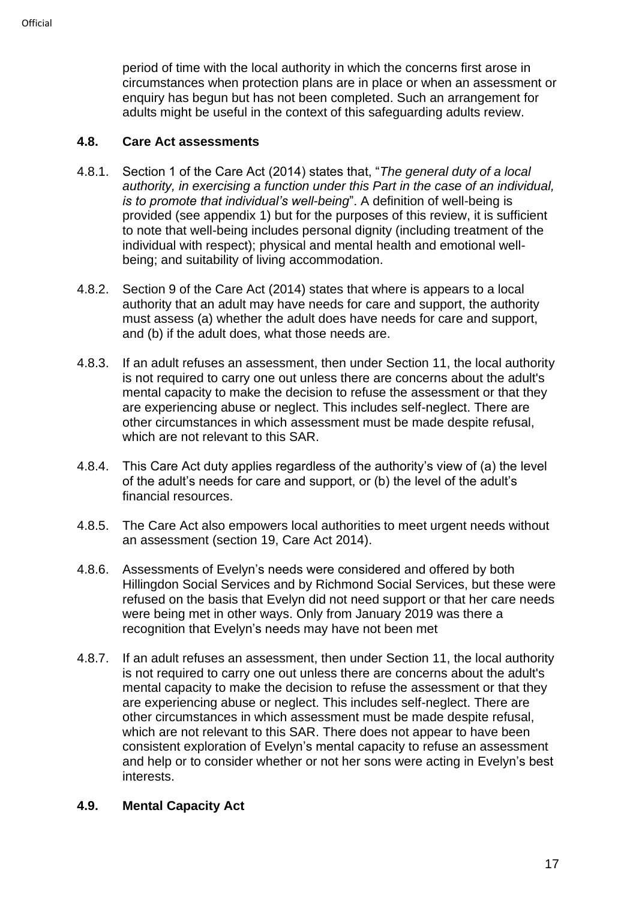period of time with the local authority in which the concerns first arose in circumstances when protection plans are in place or when an assessment or enquiry has begun but has not been completed. Such an arrangement for adults might be useful in the context of this safeguarding adults review.

### 4.8. Care Act assessments

4.8.1. Section 1 of the Care Act (2014) states that, "*The general duty of a local authority, in exercising a function under this Part in the case of an individual, is to promote that individual's well-being*". A definition of well-being is provided (see appendix 1) but for the purposes of this review, it is sufficient to note that well-being includes personal dignity (including treatment of the individual with respect); physical and mental health and emotional well-being; and suitability of living accommodation.

4.8.2. Section 9 of the Care Act (2014) states that where is appears to a local authority that an adult may have needs for care and support, the authority must assess (a) whether the adult does have needs for care and support, and (b) if the adult does, what those needs are.

4.8.3. If an adult refuses an assessment, then under Section 11, the local authority is not required to carry one out unless there are concerns about the adult's mental capacity to make the decision to refuse the assessment or that they are experiencing abuse or neglect. This includes self-neglect. There are other circumstances in which assessment must be made despite refusal, which are not relevant to this SAR.

4.8.4. This Care Act duty applies regardless of the authority's view of (a) the level of the adult's needs for care and support, or (b) the level of the adult's financial resources.

4.8.5. The Care Act also empowers local authorities to meet urgent needs without an assessment (section 19, Care Act 2014).

4.8.6. Assessments of Evelyn's needs were considered and offered by both Hillingdon Social Services and by Richmond Social Services, but these were refused on the basis that Evelyn did not need support or that her care needs were being met in other ways. Only from January 2019 was there a recognition that Evelyn's needs may have not been met

4.8.7. If an adult refuses an assessment, then under Section 11, the local authority is not required to carry one out unless there are concerns about the adult's mental capacity to make the decision to refuse the assessment or that they are experiencing abuse or neglect. This includes self-neglect. There are other circumstances in which assessment must be made despite refusal, which are not relevant to this SAR. There does not appear to have been consistent exploration of Evelyn's mental capacity to refuse an assessment and help or to consider whether or not her sons were acting in Evelyn's best interests.

### 4.9. Mental Capacity Act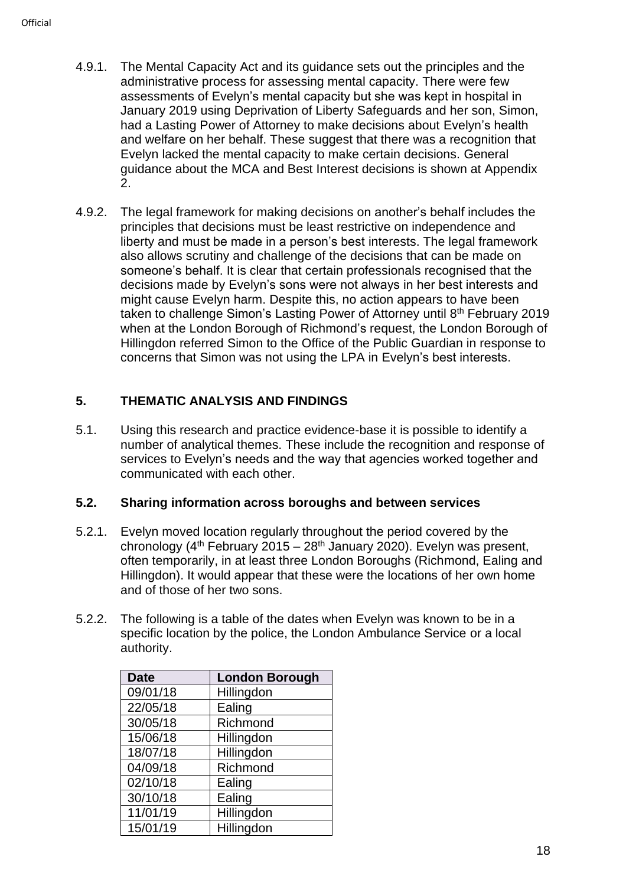4.9.1. The Mental Capacity Act and its guidance sets out the principles and the administrative process for assessing mental capacity. There were few assessments of Evelyn's mental capacity but she was kept in hospital in January 2019 using Deprivation of Liberty Safeguards and her son, Simon, had a Lasting Power of Attorney to make decisions about Evelyn's health and welfare on her behalf. These suggest that there was a recognition that Evelyn lacked the mental capacity to make certain decisions. General guidance about the MCA and Best Interest decisions is shown at Appendix 2.

4.9.2. The legal framework for making decisions on another's behalf includes the principles that decisions must be least restrictive on independence and liberty and must be made in a person's best interests. The legal framework also allows scrutiny and challenge of the decisions that can be made on someone's behalf. It is clear that certain professionals recognised that the decisions made by Evelyn's sons were not always in her best interests and might cause Evelyn harm. Despite this, no action appears to have been taken to challenge Simon's Lasting Power of Attorney until 8th February 2019 when at the London Borough of Richmond's request, the London Borough of Hillingdon referred Simon to the Office of the Public Guardian in response to concerns that Simon was not using the LPA in Evelyn's best interests.

## 5. THEMATIC ANALYSIS AND FINDINGS

5.1. Using this research and practice evidence-base it is possible to identify a number of analytical themes. These include the recognition and response of services to Evelyn's needs and the way that agencies worked together and communicated with each other.

### 5.2. Sharing information across boroughs and between services

5.2.1. Evelyn moved location regularly throughout the period covered by the chronology (4th February 2015 – 28th January 2020). Evelyn was present, often temporarily, in at least three London Boroughs (Richmond, Ealing and Hillingdon). It would appear that these were the locations of her own home and of those of her two sons.

5.2.2. The following is a table of the dates when Evelyn was known to be in a specific location by the police, the London Ambulance Service or a local authority.

| Date | London Borough |
|---|---|
| 09/01/18 | Hillingdon |
| 22/05/18 | Ealing |
| 30/05/18 | Richmond |
| 15/06/18 | Hillingdon |
| 18/07/18 | Hillingdon |
| 04/09/18 | Richmond |
| 02/10/18 | Ealing |
| 30/10/18 | Ealing |
| 11/01/19 | Hillingdon |
| 15/01/19 | Hillingdon |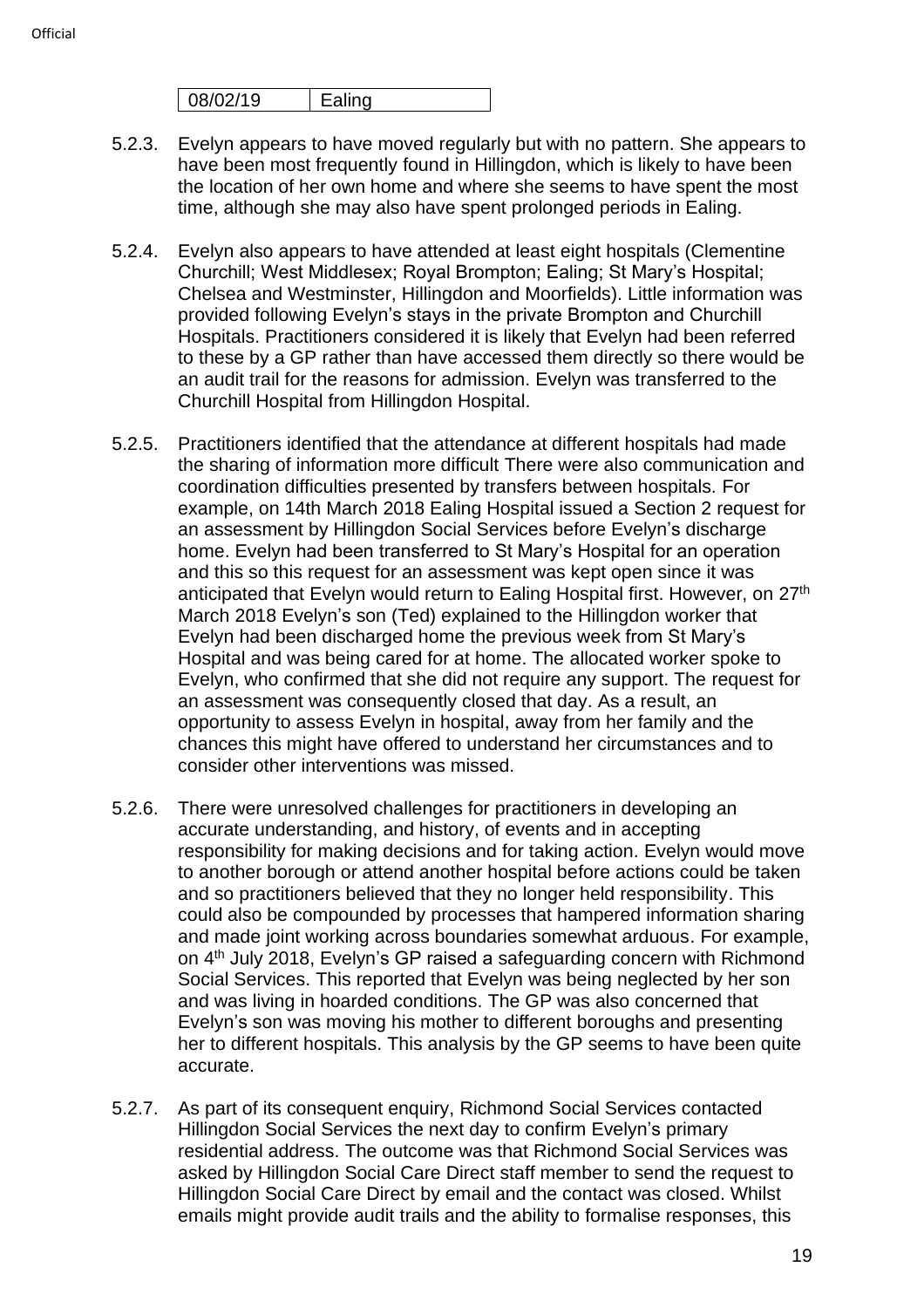| 08/02/19 | Ealing |
|---|---|

5.2.3. Evelyn appears to have moved regularly but with no pattern. She appears to have been most frequently found in Hillingdon, which is likely to have been the location of her own home and where she seems to have spent the most time, although she may also have spent prolonged periods in Ealing.

5.2.4. Evelyn also appears to have attended at least eight hospitals (Clementine Churchill; West Middlesex; Royal Brompton; Ealing; St Mary's Hospital; Chelsea and Westminster, Hillingdon and Moorfields). Little information was provided following Evelyn's stays in the private Brompton and Churchill Hospitals. Practitioners considered it is likely that Evelyn had been referred to these by a GP rather than have accessed them directly so there would be an audit trail for the reasons for admission. Evelyn was transferred to the Churchill Hospital from Hillingdon Hospital.

5.2.5. Practitioners identified that the attendance at different hospitals had made the sharing of information more difficult There were also communication and coordination difficulties presented by transfers between hospitals. For example, on 14th March 2018 Ealing Hospital issued a Section 2 request for an assessment by Hillingdon Social Services before Evelyn's discharge home. Evelyn had been transferred to St Mary's Hospital for an operation and this so this request for an assessment was kept open since it was anticipated that Evelyn would return to Ealing Hospital first. However, on 27th March 2018 Evelyn's son (Ted) explained to the Hillingdon worker that Evelyn had been discharged home the previous week from St Mary's Hospital and was being cared for at home. The allocated worker spoke to Evelyn, who confirmed that she did not require any support. The request for an assessment was consequently closed that day. As a result, an opportunity to assess Evelyn in hospital, away from her family and the chances this might have offered to understand her circumstances and to consider other interventions was missed.

5.2.6. There were unresolved challenges for practitioners in developing an accurate understanding, and history, of events and in accepting responsibility for making decisions and for taking action. Evelyn would move to another borough or attend another hospital before actions could be taken and so practitioners believed that they no longer held responsibility. This could also be compounded by processes that hampered information sharing and made joint working across boundaries somewhat arduous. For example, on 4th July 2018, Evelyn's GP raised a safeguarding concern with Richmond Social Services. This reported that Evelyn was being neglected by her son and was living in hoarded conditions. The GP was also concerned that Evelyn's son was moving his mother to different boroughs and presenting her to different hospitals. This analysis by the GP seems to have been quite accurate.

5.2.7. As part of its consequent enquiry, Richmond Social Services contacted Hillingdon Social Services the next day to confirm Evelyn's primary residential address. The outcome was that Richmond Social Services was asked by Hillingdon Social Care Direct staff member to send the request to Hillingdon Social Care Direct by email and the contact was closed. Whilst emails might provide audit trails and the ability to formalise responses, this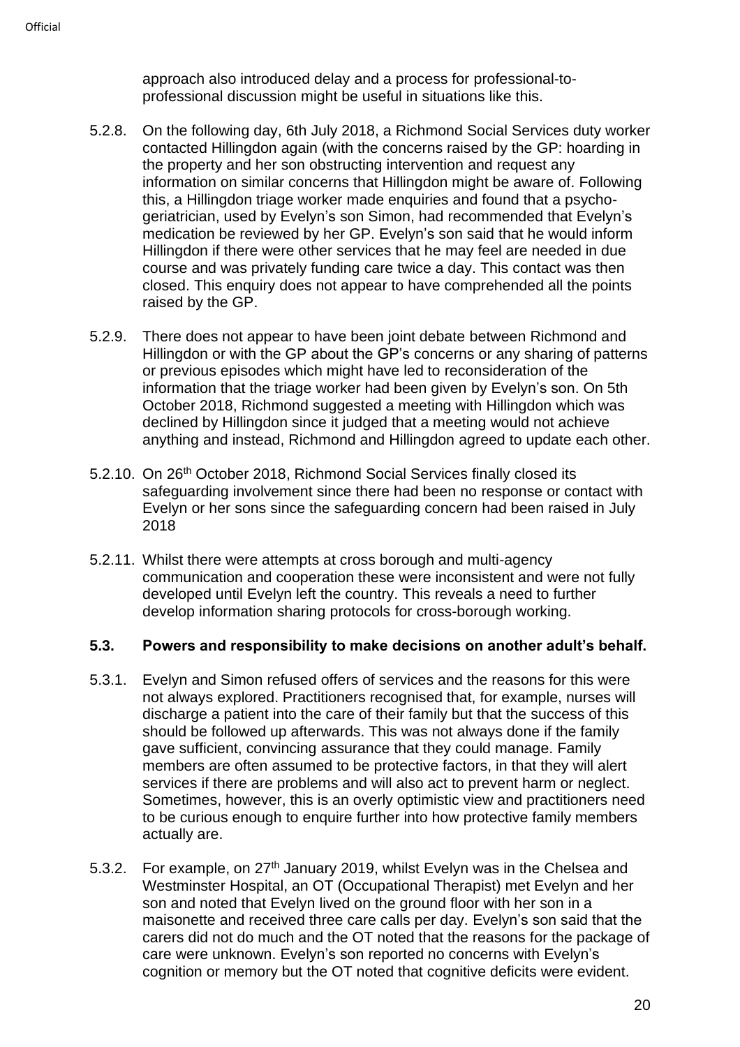approach also introduced delay and a process for professional-to-professional discussion might be useful in situations like this.

5.2.8. On the following day, 6th July 2018, a Richmond Social Services duty worker contacted Hillingdon again (with the concerns raised by the GP: hoarding in the property and her son obstructing intervention and request any information on similar concerns that Hillingdon might be aware of. Following this, a Hillingdon triage worker made enquiries and found that a psycho-geriatrician, used by Evelyn's son Simon, had recommended that Evelyn's medication be reviewed by her GP. Evelyn's son said that he would inform Hillingdon if there were other services that he may feel are needed in due course and was privately funding care twice a day. This contact was then closed. This enquiry does not appear to have comprehended all the points raised by the GP.

5.2.9. There does not appear to have been joint debate between Richmond and Hillingdon or with the GP about the GP's concerns or any sharing of patterns or previous episodes which might have led to reconsideration of the information that the triage worker had been given by Evelyn's son. On 5th October 2018, Richmond suggested a meeting with Hillingdon which was declined by Hillingdon since it judged that a meeting would not achieve anything and instead, Richmond and Hillingdon agreed to update each other.

5.2.10. On 26th October 2018, Richmond Social Services finally closed its safeguarding involvement since there had been no response or contact with Evelyn or her sons since the safeguarding concern had been raised in July 2018

5.2.11. Whilst there were attempts at cross borough and multi-agency communication and cooperation these were inconsistent and were not fully developed until Evelyn left the country. This reveals a need to further develop information sharing protocols for cross-borough working.

### 5.3. Powers and responsibility to make decisions on another adult's behalf.

5.3.1. Evelyn and Simon refused offers of services and the reasons for this were not always explored. Practitioners recognised that, for example, nurses will discharge a patient into the care of their family but that the success of this should be followed up afterwards. This was not always done if the family gave sufficient, convincing assurance that they could manage. Family members are often assumed to be protective factors, in that they will alert services if there are problems and will also act to prevent harm or neglect. Sometimes, however, this is an overly optimistic view and practitioners need to be curious enough to enquire further into how protective family members actually are.

5.3.2. For example, on 27th January 2019, whilst Evelyn was in the Chelsea and Westminster Hospital, an OT (Occupational Therapist) met Evelyn and her son and noted that Evelyn lived on the ground floor with her son in a maisonette and received three care calls per day. Evelyn's son said that the carers did not do much and the OT noted that the reasons for the package of care were unknown. Evelyn's son reported no concerns with Evelyn's cognition or memory but the OT noted that cognitive deficits were evident.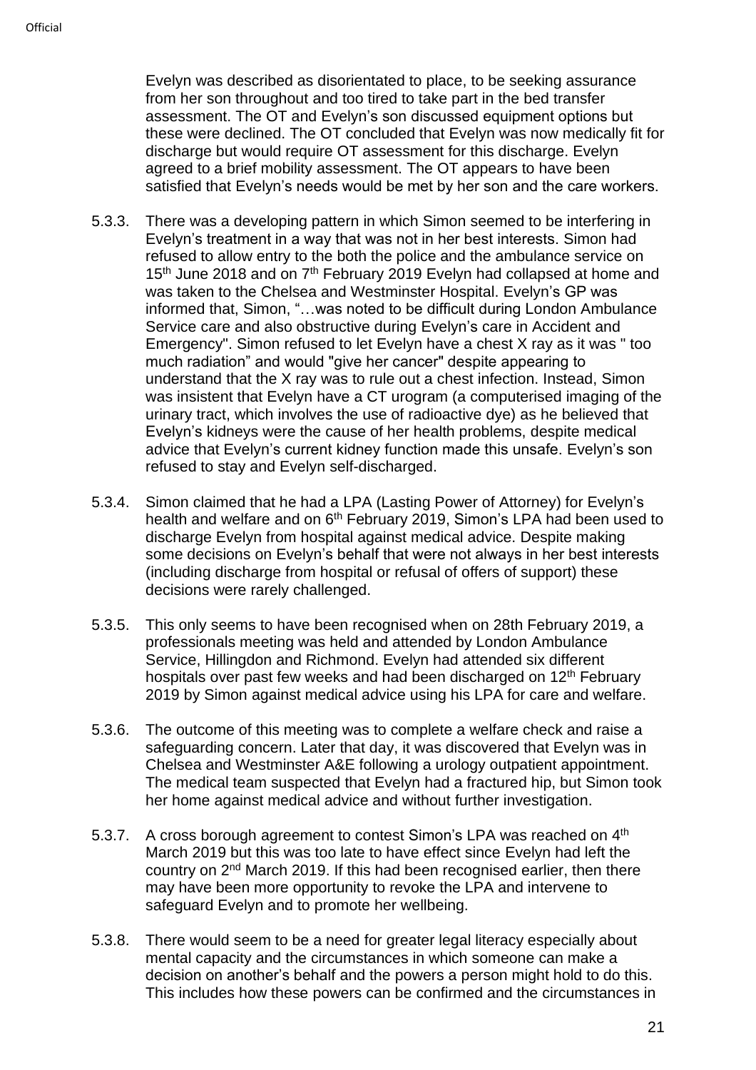Evelyn was described as disorientated to place, to be seeking assurance from her son throughout and too tired to take part in the bed transfer assessment. The OT and Evelyn's son discussed equipment options but these were declined. The OT concluded that Evelyn was now medically fit for discharge but would require OT assessment for this discharge. Evelyn agreed to a brief mobility assessment. The OT appears to have been satisfied that Evelyn's needs would be met by her son and the care workers.

5.3.3. There was a developing pattern in which Simon seemed to be interfering in Evelyn's treatment in a way that was not in her best interests. Simon had refused to allow entry to the both the police and the ambulance service on 15th June 2018 and on 7th February 2019 Evelyn had collapsed at home and was taken to the Chelsea and Westminster Hospital. Evelyn's GP was informed that, Simon, "…was noted to be difficult during London Ambulance Service care and also obstructive during Evelyn's care in Accident and Emergency". Simon refused to let Evelyn have a chest X ray as it was " too much radiation" and would "give her cancer" despite appearing to understand that the X ray was to rule out a chest infection. Instead, Simon was insistent that Evelyn have a CT urogram (a computerised imaging of the urinary tract, which involves the use of radioactive dye) as he believed that Evelyn's kidneys were the cause of her health problems, despite medical advice that Evelyn's current kidney function made this unsafe. Evelyn's son refused to stay and Evelyn self-discharged.

5.3.4. Simon claimed that he had a LPA (Lasting Power of Attorney) for Evelyn's health and welfare and on 6th February 2019, Simon's LPA had been used to discharge Evelyn from hospital against medical advice. Despite making some decisions on Evelyn's behalf that were not always in her best interests (including discharge from hospital or refusal of offers of support) these decisions were rarely challenged.

5.3.5. This only seems to have been recognised when on 28th February 2019, a professionals meeting was held and attended by London Ambulance Service, Hillingdon and Richmond. Evelyn had attended six different hospitals over past few weeks and had been discharged on 12th February 2019 by Simon against medical advice using his LPA for care and welfare.

5.3.6. The outcome of this meeting was to complete a welfare check and raise a safeguarding concern. Later that day, it was discovered that Evelyn was in Chelsea and Westminster A&E following a urology outpatient appointment. The medical team suspected that Evelyn had a fractured hip, but Simon took her home against medical advice and without further investigation.

5.3.7. A cross borough agreement to contest Simon's LPA was reached on 4th March 2019 but this was too late to have effect since Evelyn had left the country on 2nd March 2019. If this had been recognised earlier, then there may have been more opportunity to revoke the LPA and intervene to safeguard Evelyn and to promote her wellbeing.

5.3.8. There would seem to be a need for greater legal literacy especially about mental capacity and the circumstances in which someone can make a decision on another's behalf and the powers a person might hold to do this. This includes how these powers can be confirmed and the circumstances in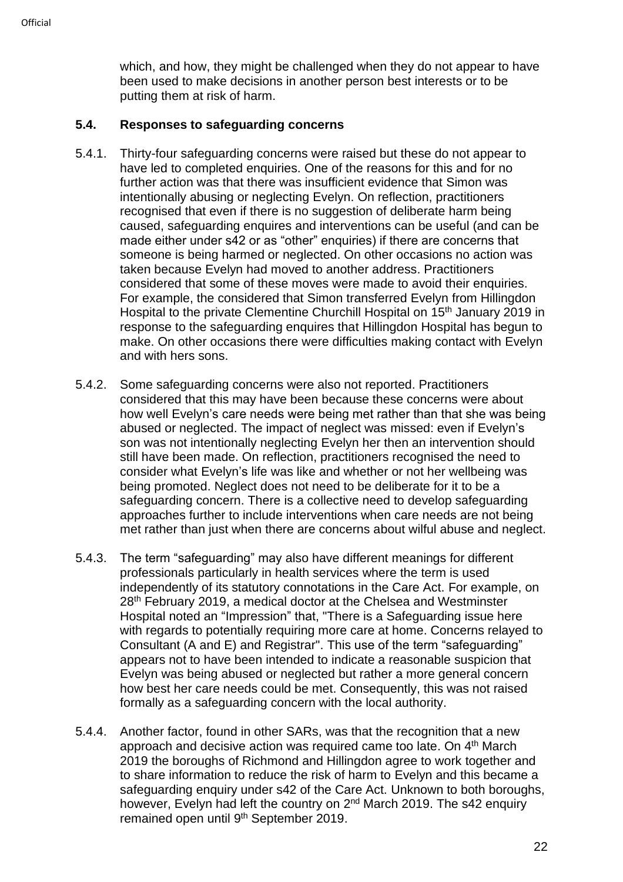which, and how, they might be challenged when they do not appear to have been used to make decisions in another person best interests or to be putting them at risk of harm.

### 5.4. Responses to safeguarding concerns

5.4.1. Thirty-four safeguarding concerns were raised but these do not appear to have led to completed enquiries. One of the reasons for this and for no further action was that there was insufficient evidence that Simon was intentionally abusing or neglecting Evelyn. On reflection, practitioners recognised that even if there is no suggestion of deliberate harm being caused, safeguarding enquires and interventions can be useful (and can be made either under s42 or as "other" enquiries) if there are concerns that someone is being harmed or neglected. On other occasions no action was taken because Evelyn had moved to another address. Practitioners considered that some of these moves were made to avoid their enquiries. For example, the considered that Simon transferred Evelyn from Hillingdon Hospital to the private Clementine Churchill Hospital on 15th January 2019 in response to the safeguarding enquires that Hillingdon Hospital has begun to make. On other occasions there were difficulties making contact with Evelyn and with hers sons.

5.4.2. Some safeguarding concerns were also not reported. Practitioners considered that this may have been because these concerns were about how well Evelyn's care needs were being met rather than that she was being abused or neglected. The impact of neglect was missed: even if Evelyn's son was not intentionally neglecting Evelyn her then an intervention should still have been made. On reflection, practitioners recognised the need to consider what Evelyn's life was like and whether or not her wellbeing was being promoted. Neglect does not need to be deliberate for it to be a safeguarding concern. There is a collective need to develop safeguarding approaches further to include interventions when care needs are not being met rather than just when there are concerns about wilful abuse and neglect.

5.4.3. The term "safeguarding" may also have different meanings for different professionals particularly in health services where the term is used independently of its statutory connotations in the Care Act. For example, on 28th February 2019, a medical doctor at the Chelsea and Westminster Hospital noted an "Impression" that, "There is a Safeguarding issue here with regards to potentially requiring more care at home. Concerns relayed to Consultant (A and E) and Registrar". This use of the term "safeguarding" appears not to have been intended to indicate a reasonable suspicion that Evelyn was being abused or neglected but rather a more general concern how best her care needs could be met. Consequently, this was not raised formally as a safeguarding concern with the local authority.

5.4.4. Another factor, found in other SARs, was that the recognition that a new approach and decisive action was required came too late. On 4th March 2019 the boroughs of Richmond and Hillingdon agree to work together and to share information to reduce the risk of harm to Evelyn and this became a safeguarding enquiry under s42 of the Care Act. Unknown to both boroughs, however, Evelyn had left the country on 2nd March 2019. The s42 enquiry remained open until 9th September 2019.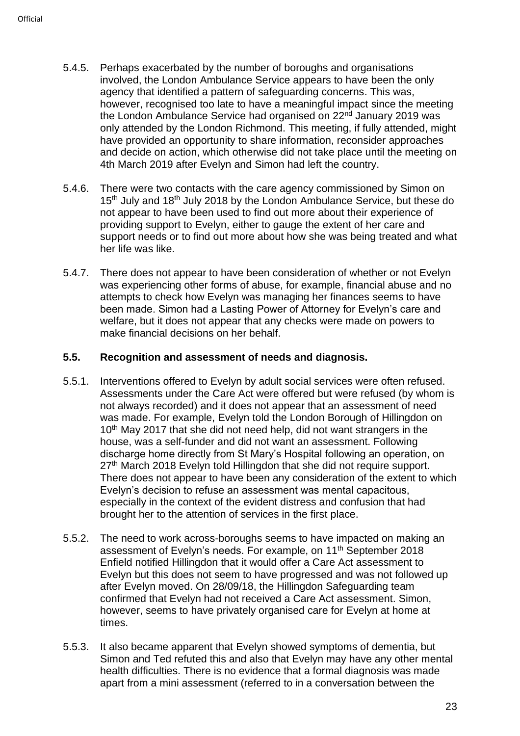5.4.5. Perhaps exacerbated by the number of boroughs and organisations involved, the London Ambulance Service appears to have been the only agency that identified a pattern of safeguarding concerns. This was, however, recognised too late to have a meaningful impact since the meeting the London Ambulance Service had organised on 22nd January 2019 was only attended by the London Richmond. This meeting, if fully attended, might have provided an opportunity to share information, reconsider approaches and decide on action, which otherwise did not take place until the meeting on 4th March 2019 after Evelyn and Simon had left the country.

5.4.6. There were two contacts with the care agency commissioned by Simon on 15th July and 18th July 2018 by the London Ambulance Service, but these do not appear to have been used to find out more about their experience of providing support to Evelyn, either to gauge the extent of her care and support needs or to find out more about how she was being treated and what her life was like.

5.4.7. There does not appear to have been consideration of whether or not Evelyn was experiencing other forms of abuse, for example, financial abuse and no attempts to check how Evelyn was managing her finances seems to have been made. Simon had a Lasting Power of Attorney for Evelyn's care and welfare, but it does not appear that any checks were made on powers to make financial decisions on her behalf.

### 5.5. Recognition and assessment of needs and diagnosis.

5.5.1. Interventions offered to Evelyn by adult social services were often refused. Assessments under the Care Act were offered but were refused (by whom is not always recorded) and it does not appear that an assessment of need was made. For example, Evelyn told the London Borough of Hillingdon on 10th May 2017 that she did not need help, did not want strangers in the house, was a self-funder and did not want an assessment. Following discharge home directly from St Mary's Hospital following an operation, on 27th March 2018 Evelyn told Hillingdon that she did not require support. There does not appear to have been any consideration of the extent to which Evelyn's decision to refuse an assessment was mental capacitous, especially in the context of the evident distress and confusion that had brought her to the attention of services in the first place.

5.5.2. The need to work across-boroughs seems to have impacted on making an assessment of Evelyn's needs. For example, on 11th September 2018 Enfield notified Hillingdon that it would offer a Care Act assessment to Evelyn but this does not seem to have progressed and was not followed up after Evelyn moved. On 28/09/18, the Hillingdon Safeguarding team confirmed that Evelyn had not received a Care Act assessment. Simon, however, seems to have privately organised care for Evelyn at home at times.

5.5.3. It also became apparent that Evelyn showed symptoms of dementia, but Simon and Ted refuted this and also that Evelyn may have any other mental health difficulties. There is no evidence that a formal diagnosis was made apart from a mini assessment (referred to in a conversation between the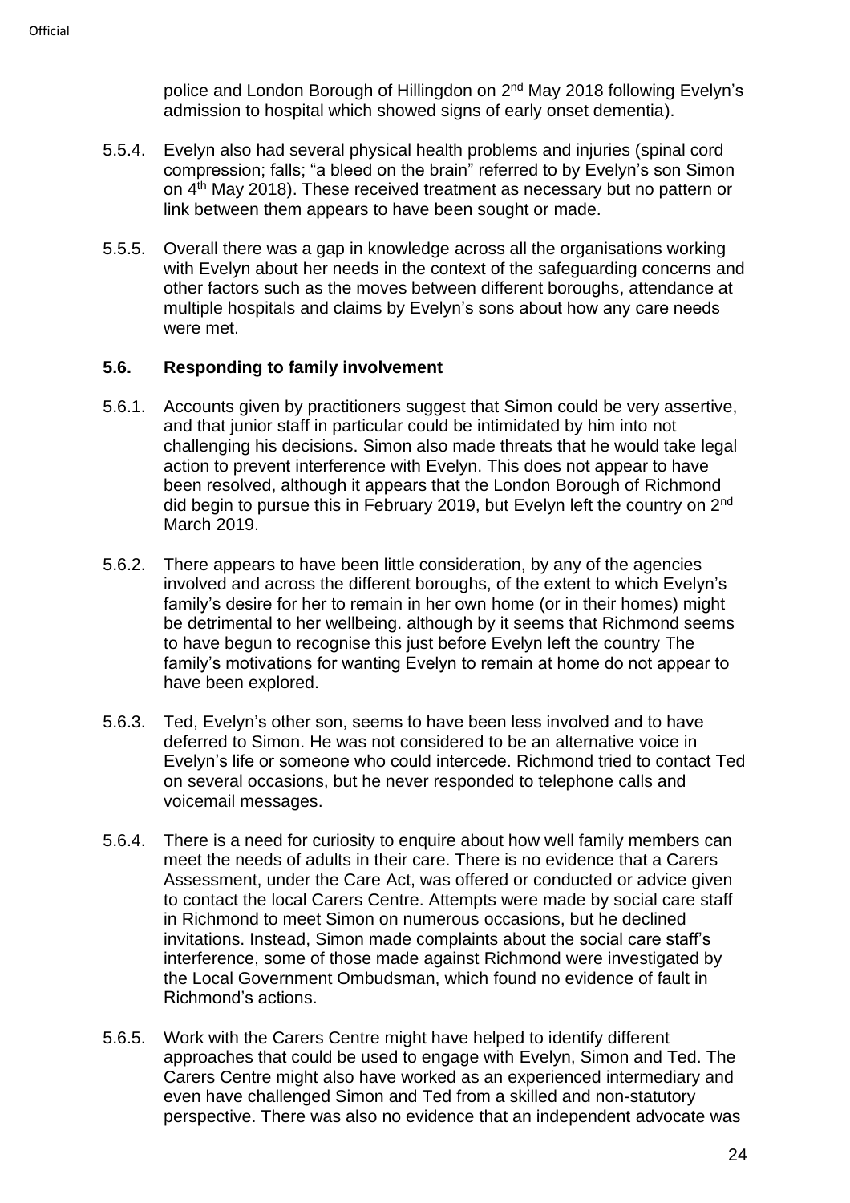police and London Borough of Hillingdon on 2nd May 2018 following Evelyn's admission to hospital which showed signs of early onset dementia).

5.5.4. Evelyn also had several physical health problems and injuries (spinal cord compression; falls; "a bleed on the brain" referred to by Evelyn's son Simon on 4th May 2018). These received treatment as necessary but no pattern or link between them appears to have been sought or made.

5.5.5. Overall there was a gap in knowledge across all the organisations working with Evelyn about her needs in the context of the safeguarding concerns and other factors such as the moves between different boroughs, attendance at multiple hospitals and claims by Evelyn's sons about how any care needs were met.

### 5.6. Responding to family involvement

5.6.1. Accounts given by practitioners suggest that Simon could be very assertive, and that junior staff in particular could be intimidated by him into not challenging his decisions. Simon also made threats that he would take legal action to prevent interference with Evelyn. This does not appear to have been resolved, although it appears that the London Borough of Richmond did begin to pursue this in February 2019, but Evelyn left the country on 2nd March 2019.

5.6.2. There appears to have been little consideration, by any of the agencies involved and across the different boroughs, of the extent to which Evelyn's family's desire for her to remain in her own home (or in their homes) might be detrimental to her wellbeing. although by it seems that Richmond seems to have begun to recognise this just before Evelyn left the country The family's motivations for wanting Evelyn to remain at home do not appear to have been explored.

5.6.3. Ted, Evelyn's other son, seems to have been less involved and to have deferred to Simon. He was not considered to be an alternative voice in Evelyn's life or someone who could intercede. Richmond tried to contact Ted on several occasions, but he never responded to telephone calls and voicemail messages.

5.6.4. There is a need for curiosity to enquire about how well family members can meet the needs of adults in their care. There is no evidence that a Carers Assessment, under the Care Act, was offered or conducted or advice given to contact the local Carers Centre. Attempts were made by social care staff in Richmond to meet Simon on numerous occasions, but he declined invitations. Instead, Simon made complaints about the social care staff's interference, some of those made against Richmond were investigated by the Local Government Ombudsman, which found no evidence of fault in Richmond's actions.

5.6.5. Work with the Carers Centre might have helped to identify different approaches that could be used to engage with Evelyn, Simon and Ted. The Carers Centre might also have worked as an experienced intermediary and even have challenged Simon and Ted from a skilled and non-statutory perspective. There was also no evidence that an independent advocate was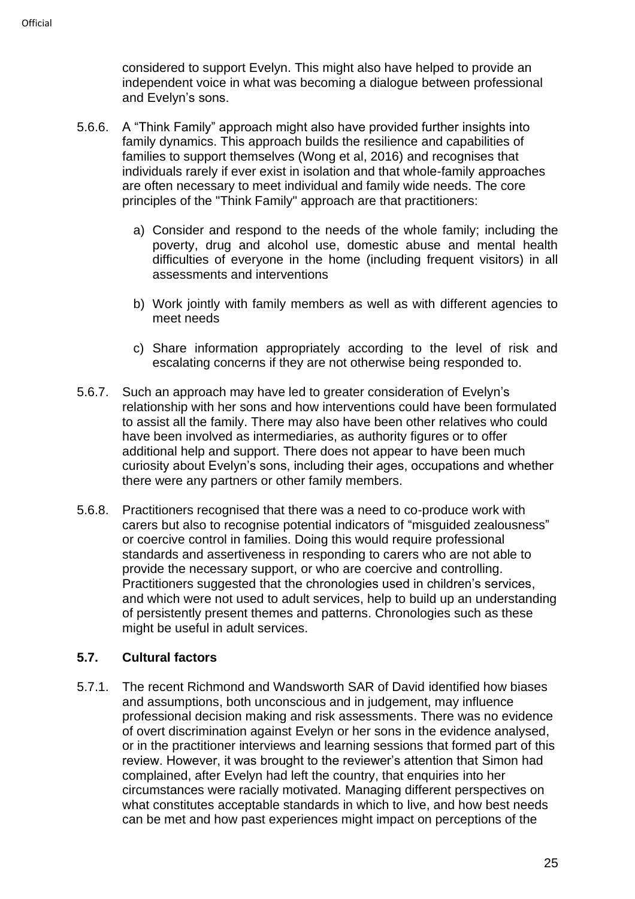considered to support Evelyn. This might also have helped to provide an independent voice in what was becoming a dialogue between professional and Evelyn's sons.

5.6.6. A "Think Family" approach might also have provided further insights into family dynamics. This approach builds the resilience and capabilities of families to support themselves (Wong et al, 2016) and recognises that individuals rarely if ever exist in isolation and that whole-family approaches are often necessary to meet individual and family wide needs. The core principles of the "Think Family" approach are that practitioners:

a) Consider and respond to the needs of the whole family; including the poverty, drug and alcohol use, domestic abuse and mental health difficulties of everyone in the home (including frequent visitors) in all assessments and interventions

b) Work jointly with family members as well as with different agencies to meet needs

c) Share information appropriately according to the level of risk and escalating concerns if they are not otherwise being responded to.

5.6.7. Such an approach may have led to greater consideration of Evelyn's relationship with her sons and how interventions could have been formulated to assist all the family. There may also have been other relatives who could have been involved as intermediaries, as authority figures or to offer additional help and support. There does not appear to have been much curiosity about Evelyn's sons, including their ages, occupations and whether there were any partners or other family members.

5.6.8. Practitioners recognised that there was a need to co-produce work with carers but also to recognise potential indicators of "misguided zealousness" or coercive control in families. Doing this would require professional standards and assertiveness in responding to carers who are not able to provide the necessary support, or who are coercive and controlling. Practitioners suggested that the chronologies used in children's services, and which were not used to adult services, help to build up an understanding of persistently present themes and patterns. Chronologies such as these might be useful in adult services.

### 5.7. Cultural factors

5.7.1. The recent Richmond and Wandsworth SAR of David identified how biases and assumptions, both unconscious and in judgement, may influence professional decision making and risk assessments. There was no evidence of overt discrimination against Evelyn or her sons in the evidence analysed, or in the practitioner interviews and learning sessions that formed part of this review. However, it was brought to the reviewer's attention that Simon had complained, after Evelyn had left the country, that enquiries into her circumstances were racially motivated. Managing different perspectives on what constitutes acceptable standards in which to live, and how best needs can be met and how past experiences might impact on perceptions of the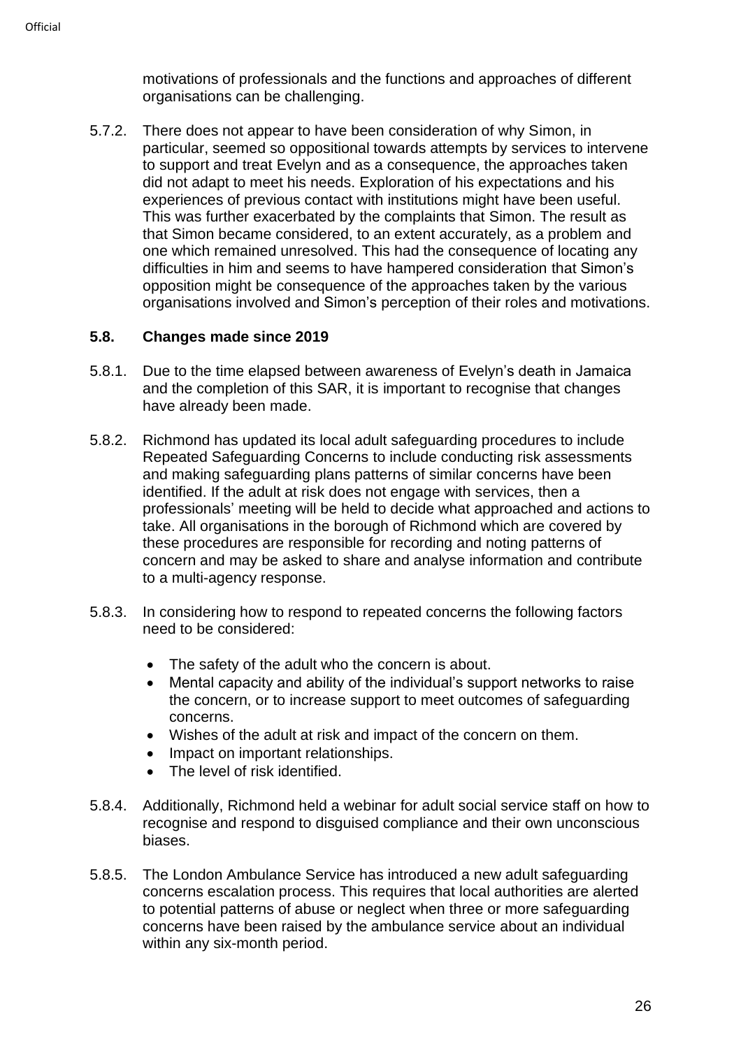motivations of professionals and the functions and approaches of different organisations can be challenging.

5.7.2. There does not appear to have been consideration of why Simon, in particular, seemed so oppositional towards attempts by services to intervene to support and treat Evelyn and as a consequence, the approaches taken did not adapt to meet his needs. Exploration of his expectations and his experiences of previous contact with institutions might have been useful. This was further exacerbated by the complaints that Simon. The result as that Simon became considered, to an extent accurately, as a problem and one which remained unresolved. This had the consequence of locating any difficulties in him and seems to have hampered consideration that Simon's opposition might be consequence of the approaches taken by the various organisations involved and Simon's perception of their roles and motivations.

### 5.8. Changes made since 2019

5.8.1. Due to the time elapsed between awareness of Evelyn's death in Jamaica and the completion of this SAR, it is important to recognise that changes have already been made.

5.8.2. Richmond has updated its local adult safeguarding procedures to include Repeated Safeguarding Concerns to include conducting risk assessments and making safeguarding plans patterns of similar concerns have been identified. If the adult at risk does not engage with services, then a professionals' meeting will be held to decide what approached and actions to take. All organisations in the borough of Richmond which are covered by these procedures are responsible for recording and noting patterns of concern and may be asked to share and analyse information and contribute to a multi-agency response.

5.8.3. In considering how to respond to repeated concerns the following factors need to be considered:

- The safety of the adult who the concern is about.
- Mental capacity and ability of the individual's support networks to raise the concern, or to increase support to meet outcomes of safeguarding concerns.
- Wishes of the adult at risk and impact of the concern on them.
- Impact on important relationships.
- The level of risk identified.

5.8.4. Additionally, Richmond held a webinar for adult social service staff on how to recognise and respond to disguised compliance and their own unconscious biases.

5.8.5. The London Ambulance Service has introduced a new adult safeguarding concerns escalation process. This requires that local authorities are alerted to potential patterns of abuse or neglect when three or more safeguarding concerns have been raised by the ambulance service about an individual within any six-month period.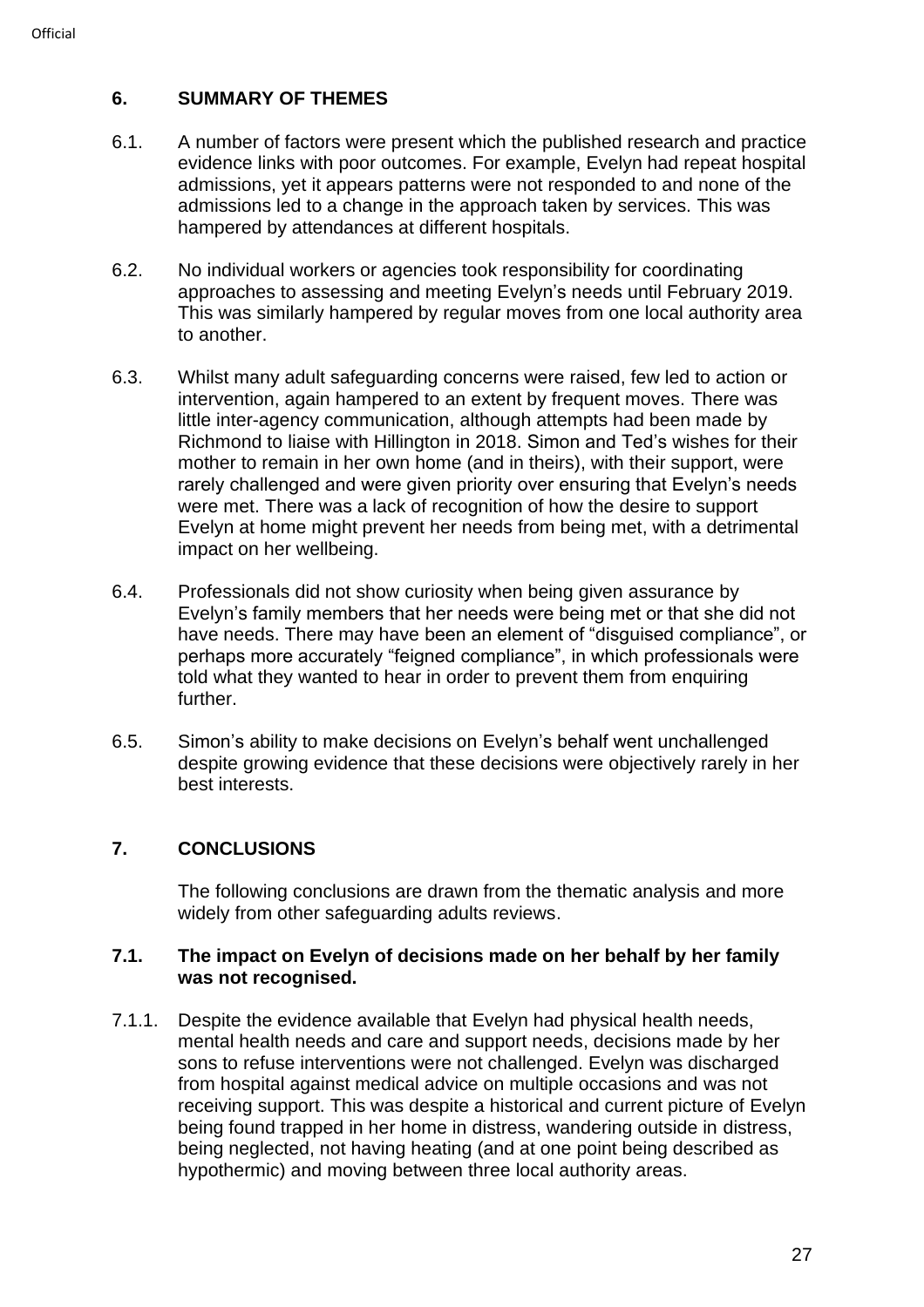## 6. SUMMARY OF THEMES

6.1. A number of factors were present which the published research and practice evidence links with poor outcomes. For example, Evelyn had repeat hospital admissions, yet it appears patterns were not responded to and none of the admissions led to a change in the approach taken by services. This was hampered by attendances at different hospitals.

6.2. No individual workers or agencies took responsibility for coordinating approaches to assessing and meeting Evelyn's needs until February 2019. This was similarly hampered by regular moves from one local authority area to another.

6.3. Whilst many adult safeguarding concerns were raised, few led to action or intervention, again hampered to an extent by frequent moves. There was little inter-agency communication, although attempts had been made by Richmond to liaise with Hillington in 2018. Simon and Ted's wishes for their mother to remain in her own home (and in theirs), with their support, were rarely challenged and were given priority over ensuring that Evelyn's needs were met. There was a lack of recognition of how the desire to support Evelyn at home might prevent her needs from being met, with a detrimental impact on her wellbeing.

6.4. Professionals did not show curiosity when being given assurance by Evelyn's family members that her needs were being met or that she did not have needs. There may have been an element of "disguised compliance", or perhaps more accurately "feigned compliance", in which professionals were told what they wanted to hear in order to prevent them from enquiring further.

6.5. Simon's ability to make decisions on Evelyn's behalf went unchallenged despite growing evidence that these decisions were objectively rarely in her best interests.

## 7. CONCLUSIONS

The following conclusions are drawn from the thematic analysis and more widely from other safeguarding adults reviews.

### 7.1. The impact on Evelyn of decisions made on her behalf by her family was not recognised.

7.1.1. Despite the evidence available that Evelyn had physical health needs, mental health needs and care and support needs, decisions made by her sons to refuse interventions were not challenged. Evelyn was discharged from hospital against medical advice on multiple occasions and was not receiving support. This was despite a historical and current picture of Evelyn being found trapped in her home in distress, wandering outside in distress, being neglected, not having heating (and at one point being described as hypothermic) and moving between three local authority areas.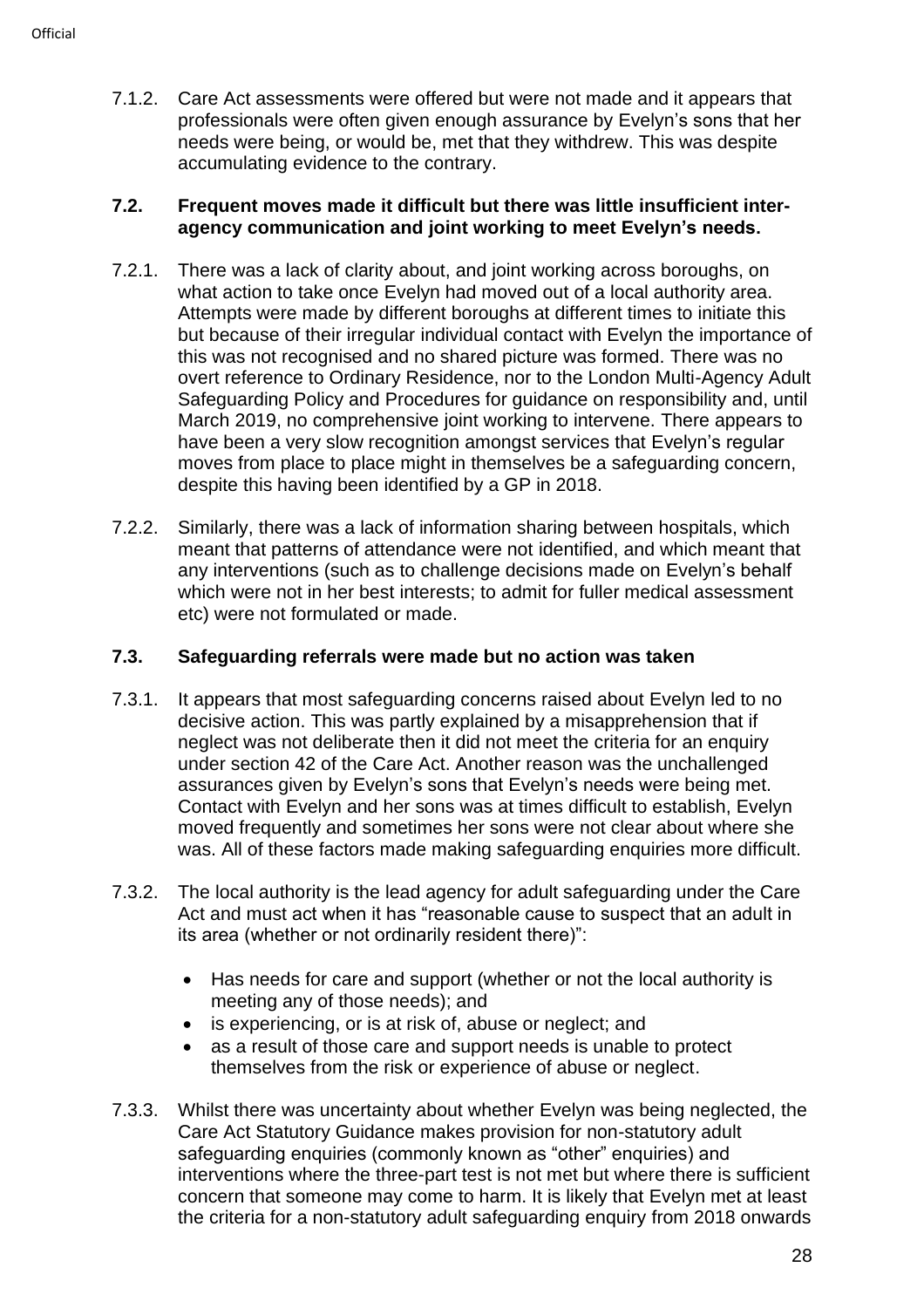7.1.2. Care Act assessments were offered but were not made and it appears that professionals were often given enough assurance by Evelyn's sons that her needs were being, or would be, met that they withdrew. This was despite accumulating evidence to the contrary.

### 7.2. Frequent moves made it difficult but there was little insufficient inter-agency communication and joint working to meet Evelyn's needs.

7.2.1. There was a lack of clarity about, and joint working across boroughs, on what action to take once Evelyn had moved out of a local authority area. Attempts were made by different boroughs at different times to initiate this but because of their irregular individual contact with Evelyn the importance of this was not recognised and no shared picture was formed. There was no overt reference to Ordinary Residence, nor to the London Multi-Agency Adult Safeguarding Policy and Procedures for guidance on responsibility and, until March 2019, no comprehensive joint working to intervene. There appears to have been a very slow recognition amongst services that Evelyn's regular moves from place to place might in themselves be a safeguarding concern, despite this having been identified by a GP in 2018.

7.2.2. Similarly, there was a lack of information sharing between hospitals, which meant that patterns of attendance were not identified, and which meant that any interventions (such as to challenge decisions made on Evelyn's behalf which were not in her best interests; to admit for fuller medical assessment etc) were not formulated or made.

### 7.3. Safeguarding referrals were made but no action was taken

7.3.1. It appears that most safeguarding concerns raised about Evelyn led to no decisive action. This was partly explained by a misapprehension that if neglect was not deliberate then it did not meet the criteria for an enquiry under section 42 of the Care Act. Another reason was the unchallenged assurances given by Evelyn's sons that Evelyn's needs were being met. Contact with Evelyn and her sons was at times difficult to establish, Evelyn moved frequently and sometimes her sons were not clear about where she was. All of these factors made making safeguarding enquiries more difficult.

7.3.2. The local authority is the lead agency for adult safeguarding under the Care Act and must act when it has "reasonable cause to suspect that an adult in its area (whether or not ordinarily resident there)":

- Has needs for care and support (whether or not the local authority is meeting any of those needs); and
- is experiencing, or is at risk of, abuse or neglect; and
- as a result of those care and support needs is unable to protect themselves from the risk or experience of abuse or neglect.

7.3.3. Whilst there was uncertainty about whether Evelyn was being neglected, the Care Act Statutory Guidance makes provision for non-statutory adult safeguarding enquiries (commonly known as "other" enquiries) and interventions where the three-part test is not met but where there is sufficient concern that someone may come to harm. It is likely that Evelyn met at least the criteria for a non-statutory adult safeguarding enquiry from 2018 onwards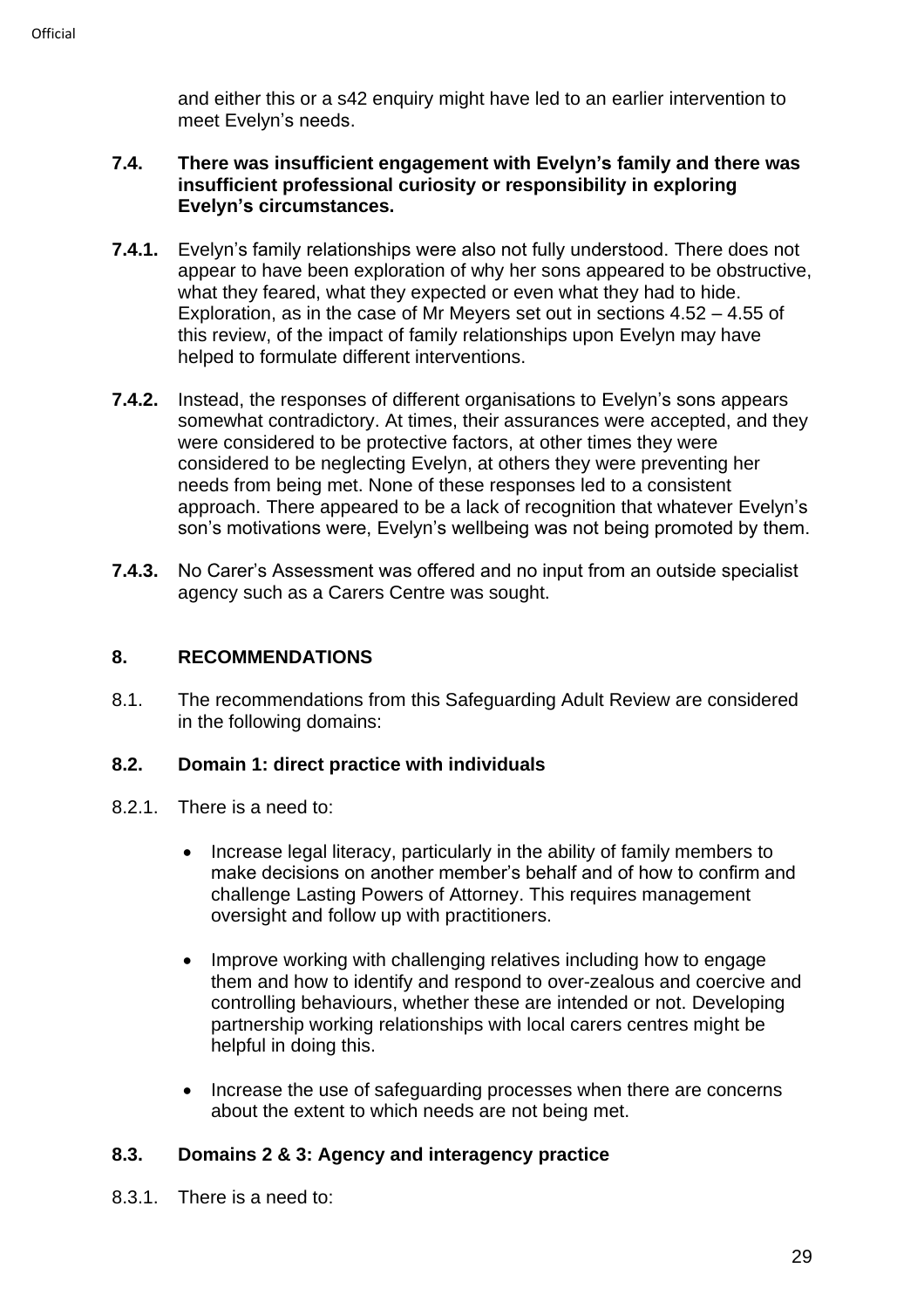and either this or a s42 enquiry might have led to an earlier intervention to meet Evelyn's needs.

### 7.4. There was insufficient engagement with Evelyn's family and there was insufficient professional curiosity or responsibility in exploring Evelyn's circumstances.

**7.4.1.** Evelyn's family relationships were also not fully understood. There does not appear to have been exploration of why her sons appeared to be obstructive, what they feared, what they expected or even what they had to hide. Exploration, as in the case of Mr Meyers set out in sections 4.52 – 4.55 of this review, of the impact of family relationships upon Evelyn may have helped to formulate different interventions.

**7.4.2.** Instead, the responses of different organisations to Evelyn's sons appears somewhat contradictory. At times, their assurances were accepted, and they were considered to be protective factors, at other times they were considered to be neglecting Evelyn, at others they were preventing her needs from being met. None of these responses led to a consistent approach. There appeared to be a lack of recognition that whatever Evelyn's son's motivations were, Evelyn's wellbeing was not being promoted by them.

**7.4.3.** No Carer's Assessment was offered and no input from an outside specialist agency such as a Carers Centre was sought.

## 8. RECOMMENDATIONS

8.1. The recommendations from this Safeguarding Adult Review are considered in the following domains:

### 8.2. Domain 1: direct practice with individuals

8.2.1. There is a need to:

- Increase legal literacy, particularly in the ability of family members to make decisions on another member's behalf and of how to confirm and challenge Lasting Powers of Attorney. This requires management oversight and follow up with practitioners.
- Improve working with challenging relatives including how to engage them and how to identify and respond to over-zealous and coercive and controlling behaviours, whether these are intended or not. Developing partnership working relationships with local carers centres might be helpful in doing this.
- Increase the use of safeguarding processes when there are concerns about the extent to which needs are not being met.

### 8.3. Domains 2 & 3: Agency and interagency practice

8.3.1. There is a need to: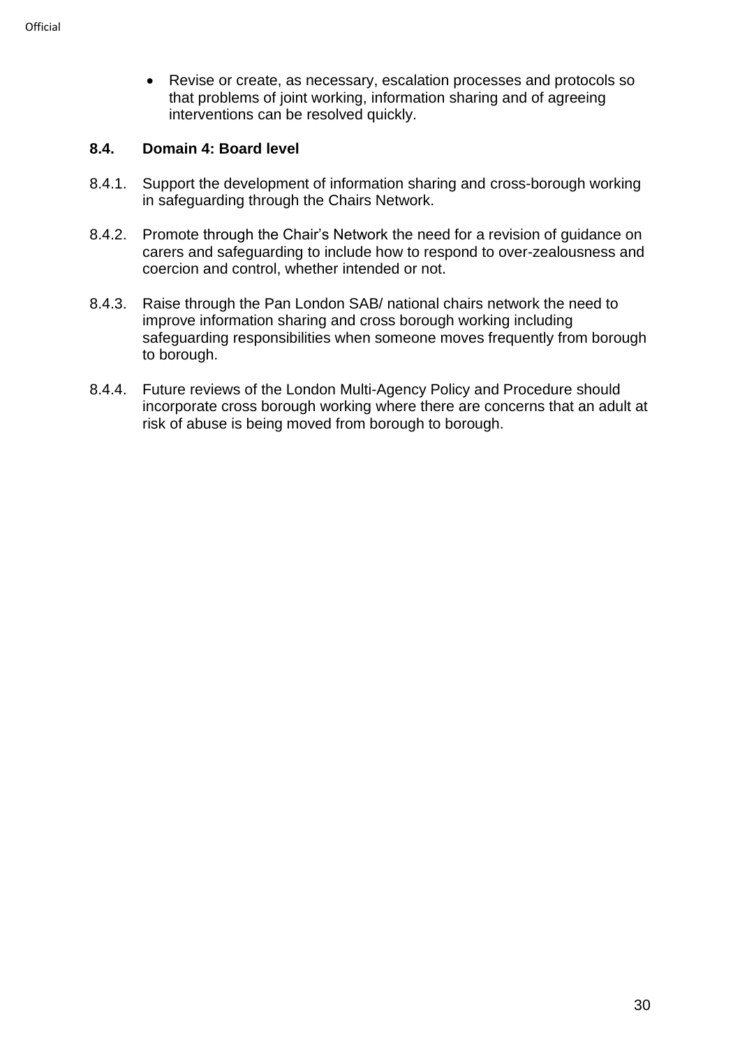- Revise or create, as necessary, escalation processes and protocols so that problems of joint working, information sharing and of agreeing interventions can be resolved quickly.

### 8.4. Domain 4: Board level

8.4.1. Support the development of information sharing and cross-borough working in safeguarding through the Chairs Network.

8.4.2. Promote through the Chair's Network the need for a revision of guidance on carers and safeguarding to include how to respond to over-zealousness and coercion and control, whether intended or not.

8.4.3. Raise through the Pan London SAB/ national chairs network the need to improve information sharing and cross borough working including safeguarding responsibilities when someone moves frequently from borough to borough.

8.4.4. Future reviews of the London Multi-Agency Policy and Procedure should incorporate cross borough working where there are concerns that an adult at risk of abuse is being moved from borough to borough.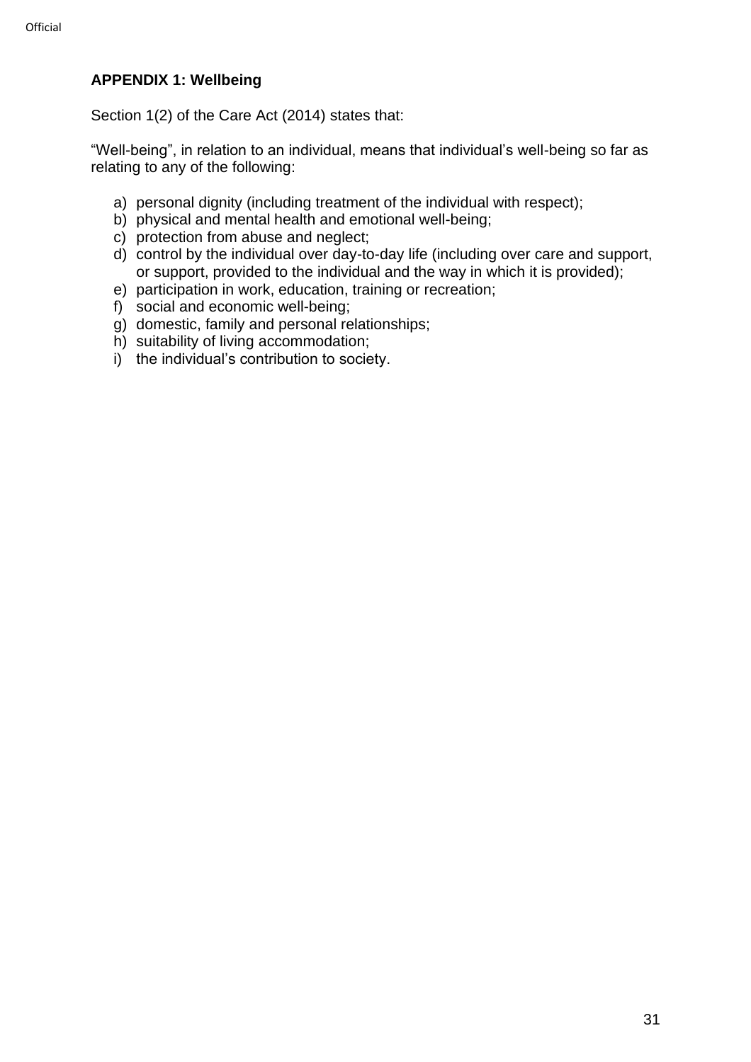**APPENDIX 1: Wellbeing**

Section 1(2) of the Care Act (2014) states that:

“Well-being”, in relation to an individual, means that individual’s well-being so far as relating to any of the following:

a) personal dignity (including treatment of the individual with respect);
b) physical and mental health and emotional well-being;
c) protection from abuse and neglect;
d) control by the individual over day-to-day life (including over care and support, or support, provided to the individual and the way in which it is provided);
e) participation in work, education, training or recreation;
f) social and economic well-being;
g) domestic, family and personal relationships;
h) suitability of living accommodation;
i) the individual’s contribution to society.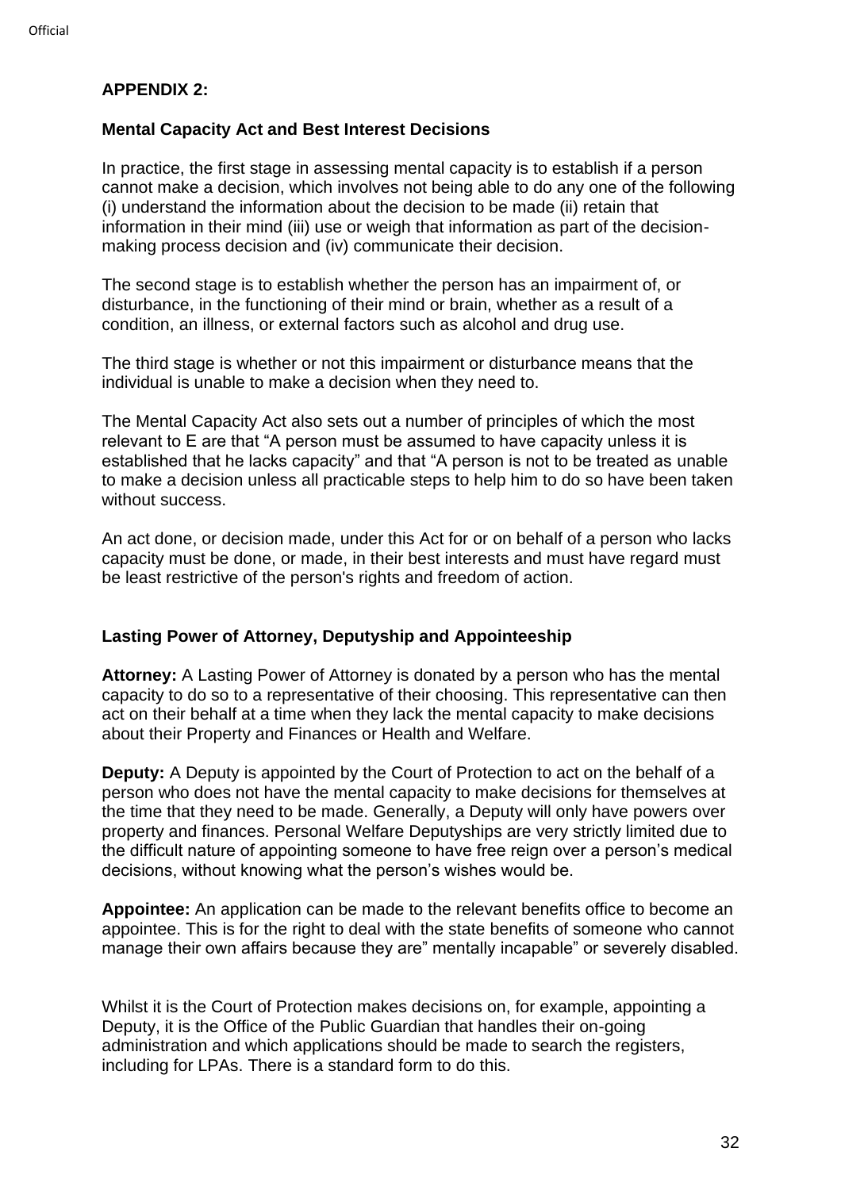**APPENDIX 2:**

**Mental Capacity Act and Best Interest Decisions**

In practice, the first stage in assessing mental capacity is to establish if a person cannot make a decision, which involves not being able to do any one of the following (i) understand the information about the decision to be made (ii) retain that information in their mind (iii) use or weigh that information as part of the decision-making process decision and (iv) communicate their decision.

The second stage is to establish whether the person has an impairment of, or disturbance, in the functioning of their mind or brain, whether as a result of a condition, an illness, or external factors such as alcohol and drug use.

The third stage is whether or not this impairment or disturbance means that the individual is unable to make a decision when they need to.

The Mental Capacity Act also sets out a number of principles of which the most relevant to E are that "A person must be assumed to have capacity unless it is established that he lacks capacity" and that "A person is not to be treated as unable to make a decision unless all practicable steps to help him to do so have been taken without success.

An act done, or decision made, under this Act for or on behalf of a person who lacks capacity must be done, or made, in their best interests and must have regard must be least restrictive of the person's rights and freedom of action.

**Lasting Power of Attorney, Deputyship and Appointeeship**

**Attorney:** A Lasting Power of Attorney is donated by a person who has the mental capacity to do so to a representative of their choosing. This representative can then act on their behalf at a time when they lack the mental capacity to make decisions about their Property and Finances or Health and Welfare.

**Deputy:** A Deputy is appointed by the Court of Protection to act on the behalf of a person who does not have the mental capacity to make decisions for themselves at the time that they need to be made. Generally, a Deputy will only have powers over property and finances. Personal Welfare Deputyships are very strictly limited due to the difficult nature of appointing someone to have free reign over a person's medical decisions, without knowing what the person's wishes would be.

**Appointee:** An application can be made to the relevant benefits office to become an appointee. This is for the right to deal with the state benefits of someone who cannot manage their own affairs because they are" mentally incapable" or severely disabled.

Whilst it is the Court of Protection makes decisions on, for example, appointing a Deputy, it is the Office of the Public Guardian that handles their on-going administration and which applications should be made to search the registers, including for LPAs. There is a standard form to do this.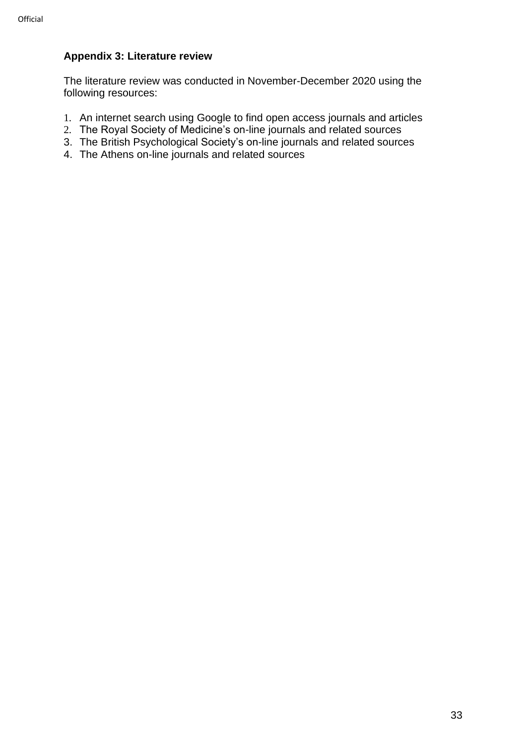**Appendix 3: Literature review**

The literature review was conducted in November-December 2020 using the following resources:

1. An internet search using Google to find open access journals and articles
2. The Royal Society of Medicine's on-line journals and related sources
3. The British Psychological Society's on-line journals and related sources
4. The Athens on-line journals and related sources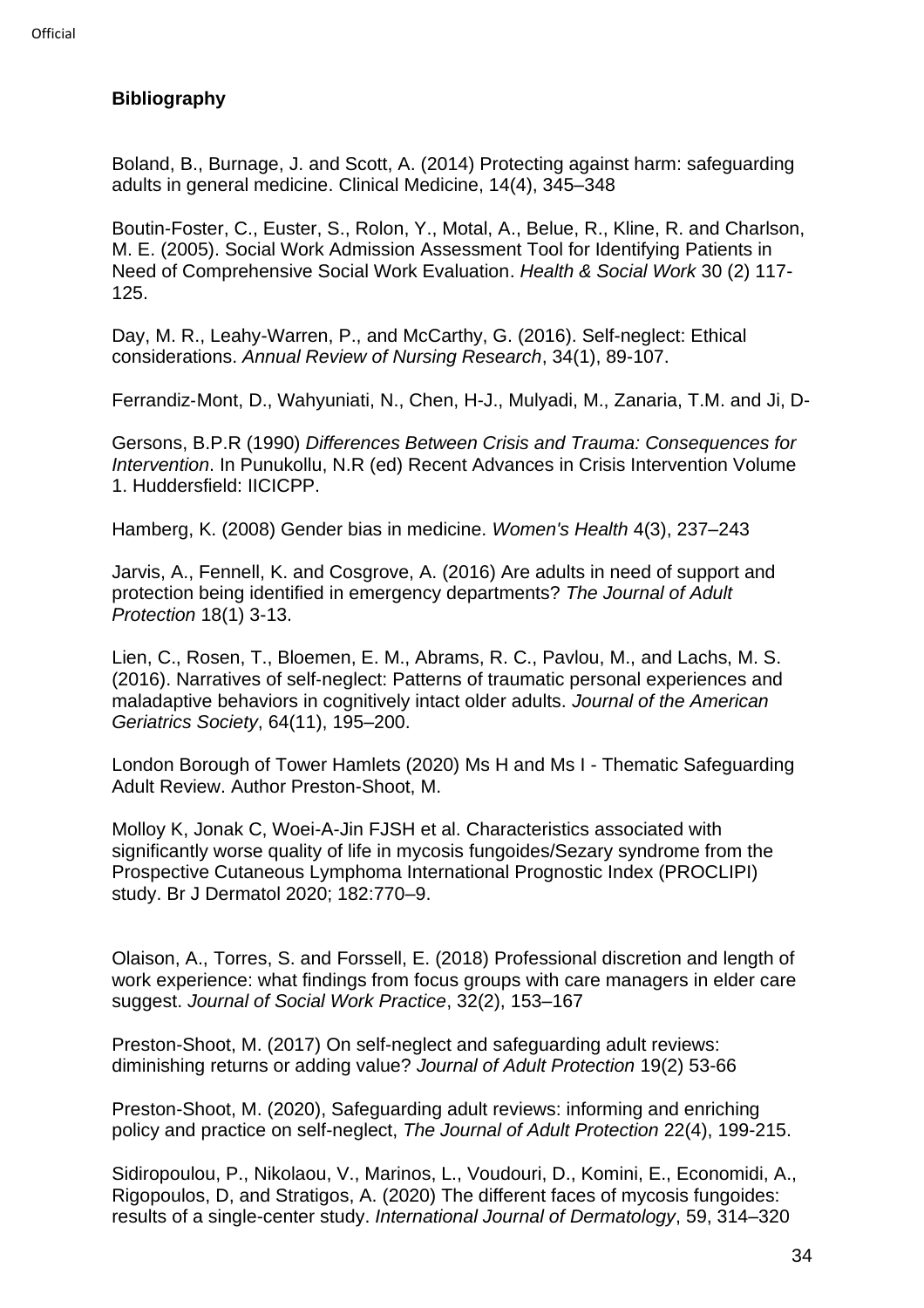**Bibliography**

Boland, B., Burnage, J. and Scott, A. (2014) Protecting against harm: safeguarding adults in general medicine. Clinical Medicine, 14(4), 345–348

Boutin-Foster, C., Euster, S., Rolon, Y., Motal, A., Belue, R., Kline, R. and Charlson, M. E. (2005). Social Work Admission Assessment Tool for Identifying Patients in Need of Comprehensive Social Work Evaluation. *Health & Social Work* 30 (2) 117-125.

Day, M. R., Leahy-Warren, P., and McCarthy, G. (2016). Self-neglect: Ethical considerations. *Annual Review of Nursing Research*, 34(1), 89-107.

Ferrandiz-Mont, D., Wahyuniati, N., Chen, H-J., Mulyadi, M., Zanaria, T.M. and Ji, D-

Gersons, B.P.R (1990) *Differences Between Crisis and Trauma: Consequences for Intervention*. In Punukollu, N.R (ed) Recent Advances in Crisis Intervention Volume 1. Huddersfield: IICICPP.

Hamberg, K. (2008) Gender bias in medicine. *Women's Health* 4(3), 237–243

Jarvis, A., Fennell, K. and Cosgrove, A. (2016) Are adults in need of support and protection being identified in emergency departments? *The Journal of Adult Protection* 18(1) 3-13.

Lien, C., Rosen, T., Bloemen, E. M., Abrams, R. C., Pavlou, M., and Lachs, M. S. (2016). Narratives of self-neglect: Patterns of traumatic personal experiences and maladaptive behaviors in cognitively intact older adults. *Journal of the American Geriatrics Society*, 64(11), 195–200.

London Borough of Tower Hamlets (2020) Ms H and Ms I - Thematic Safeguarding Adult Review. Author Preston-Shoot, M.

Molloy K, Jonak C, Woei-A-Jin FJSH et al. Characteristics associated with significantly worse quality of life in mycosis fungoides/Sezary syndrome from the Prospective Cutaneous Lymphoma International Prognostic Index (PROCLIPI) study. Br J Dermatol 2020; 182:770–9.

Olaison, A., Torres, S. and Forssell, E. (2018) Professional discretion and length of work experience: what findings from focus groups with care managers in elder care suggest. *Journal of Social Work Practice*, 32(2), 153–167

Preston-Shoot, M. (2017) On self-neglect and safeguarding adult reviews: diminishing returns or adding value? *Journal of Adult Protection* 19(2) 53-66

Preston-Shoot, M. (2020), Safeguarding adult reviews: informing and enriching policy and practice on self-neglect, *The Journal of Adult Protection* 22(4), 199-215.

Sidiropoulou, P., Nikolaou, V., Marinos, L., Voudouri, D., Komini, E., Economidi, A., Rigopoulos, D, and Stratigos, A. (2020) The different faces of mycosis fungoides: results of a single-center study. *International Journal of Dermatology*, 59, 314–320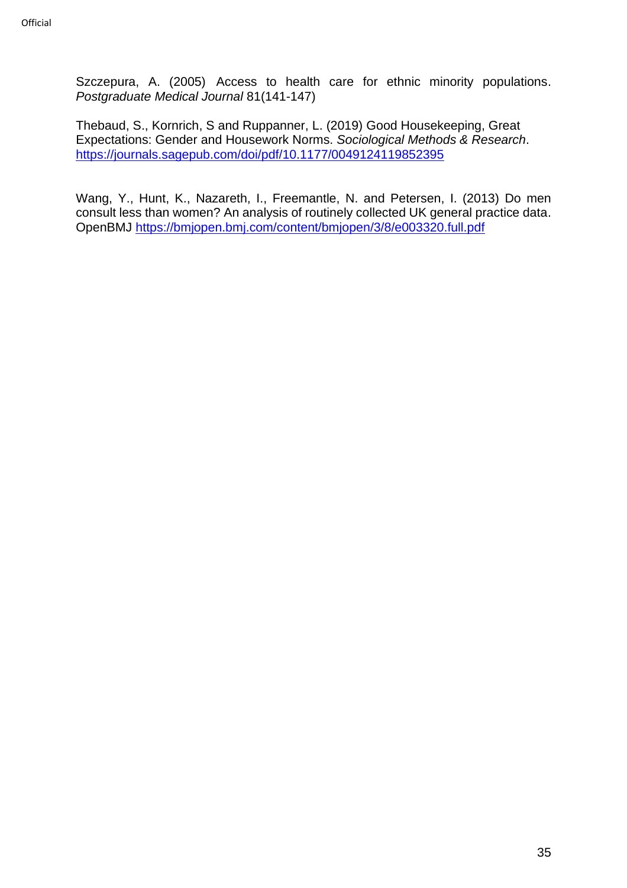Szczepura, A. (2005) Access to health care for ethnic minority populations. *Postgraduate Medical Journal* 81(141-147)

Thebaud, S., Kornrich, S and Ruppanner, L. (2019) Good Housekeeping, Great Expectations: Gender and Housework Norms. *Sociological Methods & Research*. https://journals.sagepub.com/doi/pdf/10.1177/0049124119852395

Wang, Y., Hunt, K., Nazareth, I., Freemantle, N. and Petersen, I. (2013) Do men consult less than women? An analysis of routinely collected UK general practice data. OpenBMJ https://bmjopen.bmj.com/content/bmjopen/3/8/e003320.full.pdf